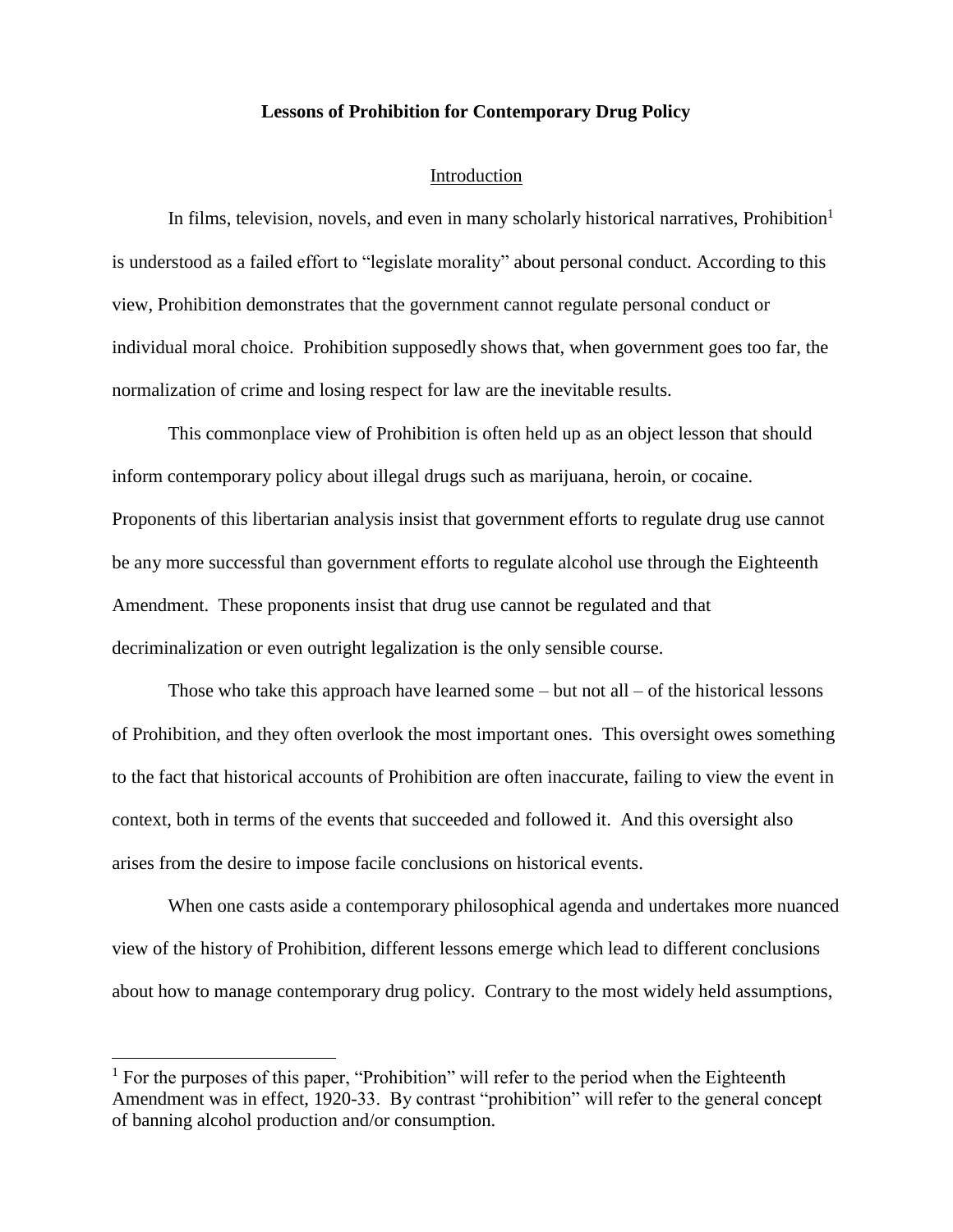# Lessons of Prohibition for Contemporary Drug Policy

## Introduction

In films, television, novels, and even in many scholarly historical narratives, Prohibition[1] is understood as a failed effort to "legislate morality" about personal conduct. According to this view, Prohibition demonstrates that the government cannot regulate personal conduct or individual moral choice. Prohibition supposedly shows that, when government goes too far, the normalization of crime and losing respect for law are the inevitable results.

This commonplace view of Prohibition is often held up as an object lesson that should inform contemporary policy about illegal drugs such as marijuana, heroin, or cocaine. Proponents of this libertarian analysis insist that government efforts to regulate drug use cannot be any more successful than government efforts to regulate alcohol use through the Eighteenth Amendment. These proponents insist that drug use cannot be regulated and that decriminalization or even outright legalization is the only sensible course.

Those who take this approach have learned some – but not all – of the historical lessons of Prohibition, and they often overlook the most important ones. This oversight owes something to the fact that historical accounts of Prohibition are often inaccurate, failing to view the event in context, both in terms of the events that succeeded and followed it. And this oversight also arises from the desire to impose facile conclusions on historical events.

When one casts aside a contemporary philosophical agenda and undertakes more nuanced view of the history of Prohibition, different lessons emerge which lead to different conclusions about how to manage contemporary drug policy. Contrary to the most widely held assumptions,

---

[1] For the purposes of this paper, "Prohibition" will refer to the period when the Eighteenth Amendment was in effect, 1920-33. By contrast "prohibition" will refer to the general concept of banning alcohol production and/or consumption.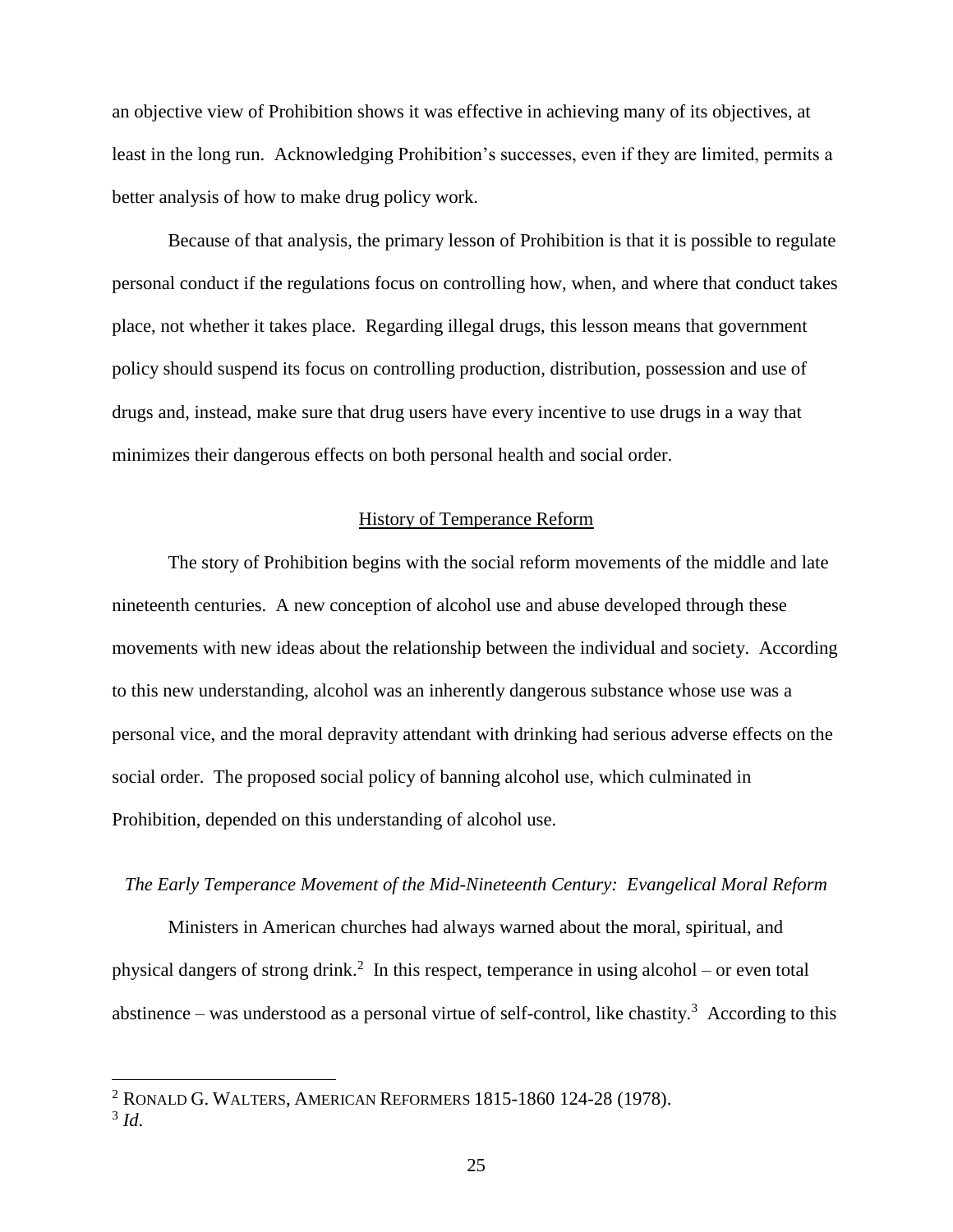an objective view of Prohibition shows it was effective in achieving many of its objectives, at least in the long run. Acknowledging Prohibition's successes, even if they are limited, permits a better analysis of how to make drug policy work.

Because of that analysis, the primary lesson of Prohibition is that it is possible to regulate personal conduct if the regulations focus on controlling how, when, and where that conduct takes place, not whether it takes place. Regarding illegal drugs, this lesson means that government policy should suspend its focus on controlling production, distribution, possession and use of drugs and, instead, make sure that drug users have every incentive to use drugs in a way that minimizes their dangerous effects on both personal health and social order.

## History of Temperance Reform

The story of Prohibition begins with the social reform movements of the middle and late nineteenth centuries. A new conception of alcohol use and abuse developed through these movements with new ideas about the relationship between the individual and society. According to this new understanding, alcohol was an inherently dangerous substance whose use was a personal vice, and the moral depravity attendant with drinking had serious adverse effects on the social order. The proposed social policy of banning alcohol use, which culminated in Prohibition, depended on this understanding of alcohol use.

### *The Early Temperance Movement of the Mid-Nineteenth Century: Evangelical Moral Reform*

Ministers in American churches had always warned about the moral, spiritual, and physical dangers of strong drink.[2] In this respect, temperance in using alcohol – or even total abstinence – was understood as a personal virtue of self-control, like chastity.[3] According to this

---

[2] RONALD G. WALTERS, AMERICAN REFORMERS 1815-1860 124-28 (1978).

[3] *Id.*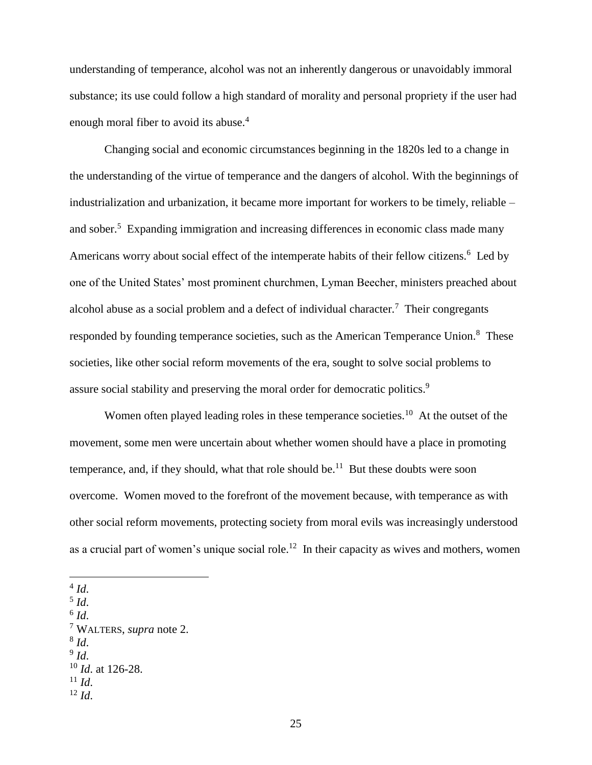understanding of temperance, alcohol was not an inherently dangerous or unavoidably immoral substance; its use could follow a high standard of morality and personal propriety if the user had enough moral fiber to avoid its abuse.[4]

Changing social and economic circumstances beginning in the 1820s led to a change in the understanding of the virtue of temperance and the dangers of alcohol. With the beginnings of industrialization and urbanization, it became more important for workers to be timely, reliable – and sober.[5] Expanding immigration and increasing differences in economic class made many Americans worry about social effect of the intemperate habits of their fellow citizens.[6] Led by one of the United States' most prominent churchmen, Lyman Beecher, ministers preached about alcohol abuse as a social problem and a defect of individual character.[7] Their congregants responded by founding temperance societies, such as the American Temperance Union.[8] These societies, like other social reform movements of the era, sought to solve social problems to assure social stability and preserving the moral order for democratic politics.[9]

Women often played leading roles in these temperance societies.[10] At the outset of the movement, some men were uncertain about whether women should have a place in promoting temperance, and, if they should, what that role should be.[11] But these doubts were soon overcome. Women moved to the forefront of the movement because, with temperance as with other social reform movements, protecting society from moral evils was increasingly understood as a crucial part of women's unique social role.[12] In their capacity as wives and mothers, women

---

[4] *Id.*
[5] *Id.*
[6] *Id.*
[7] WALTERS, *supra* note 2.
[8] *Id.*
[9] *Id.*
[10] *Id.* at 126-28.
[11] *Id.*
[12] *Id.*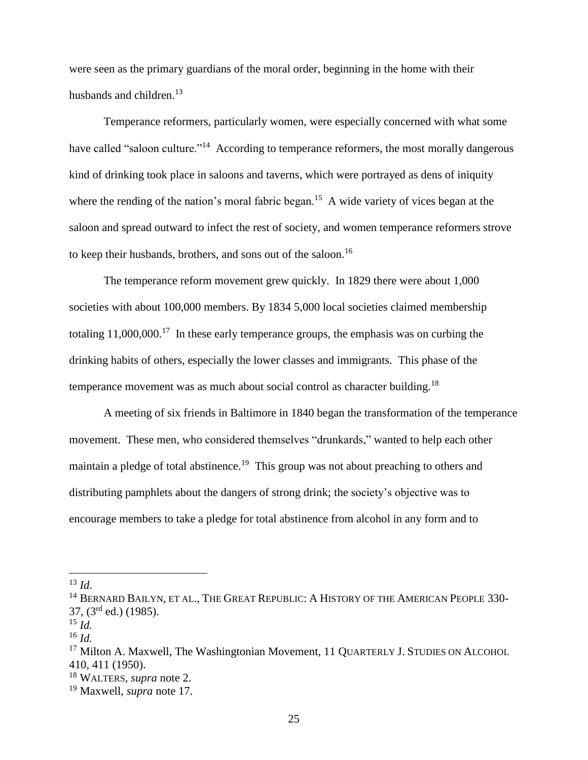were seen as the primary guardians of the moral order, beginning in the home with their husbands and children.[13]

Temperance reformers, particularly women, were especially concerned with what some have called "saloon culture."[14] According to temperance reformers, the most morally dangerous kind of drinking took place in saloons and taverns, which were portrayed as dens of iniquity where the rending of the nation's moral fabric began.[15] A wide variety of vices began at the saloon and spread outward to infect the rest of society, and women temperance reformers strove to keep their husbands, brothers, and sons out of the saloon.[16]

The temperance reform movement grew quickly. In 1829 there were about 1,000 societies with about 100,000 members. By 1834 5,000 local societies claimed membership totaling 11,000,000.[17] In these early temperance groups, the emphasis was on curbing the drinking habits of others, especially the lower classes and immigrants. This phase of the temperance movement was as much about social control as character building.[18]

A meeting of six friends in Baltimore in 1840 began the transformation of the temperance movement. These men, who considered themselves "drunkards," wanted to help each other maintain a pledge of total abstinence.[19] This group was not about preaching to others and distributing pamphlets about the dangers of strong drink; the society's objective was to encourage members to take a pledge for total abstinence from alcohol in any form and to

---

[13] *Id*.

[14] BERNARD BAILYN, ET AL., THE GREAT REPUBLIC: A HISTORY OF THE AMERICAN PEOPLE 330-37, (3rd ed.) (1985).

[15] *Id.*

[16] *Id.*

[17] Milton A. Maxwell, The Washingtonian Movement, 11 QUARTERLY J. STUDIES ON ALCOHOL 410, 411 (1950).

[18] WALTERS, *supra* note 2.

[19] Maxwell, *supra* note 17.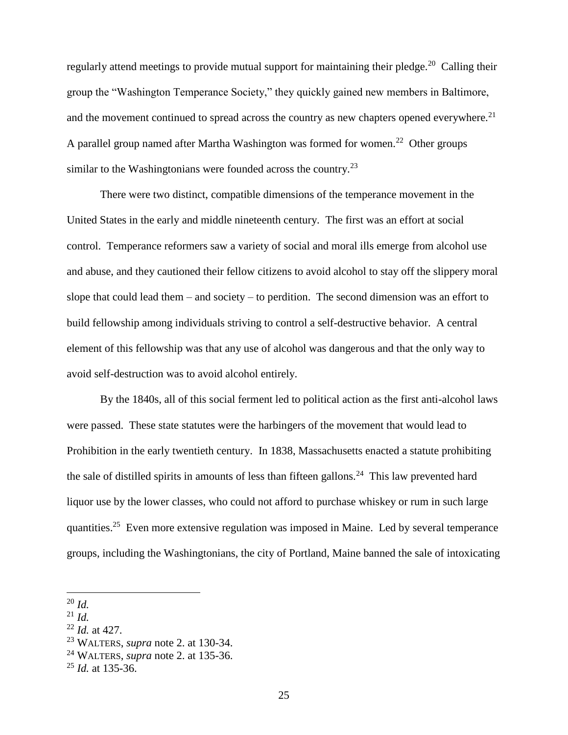regularly attend meetings to provide mutual support for maintaining their pledge.[20] Calling their group the "Washington Temperance Society," they quickly gained new members in Baltimore, and the movement continued to spread across the country as new chapters opened everywhere.[21] A parallel group named after Martha Washington was formed for women.[22] Other groups similar to the Washingtonians were founded across the country.[23]

There were two distinct, compatible dimensions of the temperance movement in the United States in the early and middle nineteenth century. The first was an effort at social control. Temperance reformers saw a variety of social and moral ills emerge from alcohol use and abuse, and they cautioned their fellow citizens to avoid alcohol to stay off the slippery moral slope that could lead them – and society – to perdition. The second dimension was an effort to build fellowship among individuals striving to control a self-destructive behavior. A central element of this fellowship was that any use of alcohol was dangerous and that the only way to avoid self-destruction was to avoid alcohol entirely.

By the 1840s, all of this social ferment led to political action as the first anti-alcohol laws were passed. These state statutes were the harbingers of the movement that would lead to Prohibition in the early twentieth century. In 1838, Massachusetts enacted a statute prohibiting the sale of distilled spirits in amounts of less than fifteen gallons.[24] This law prevented hard liquor use by the lower classes, who could not afford to purchase whiskey or rum in such large quantities.[25] Even more extensive regulation was imposed in Maine. Led by several temperance groups, including the Washingtonians, the city of Portland, Maine banned the sale of intoxicating

---

[20] *Id.*

[21] *Id.*

[22] *Id.* at 427.

[23] WALTERS, *supra* note 2. at 130-34.

[24] WALTERS, *supra* note 2. at 135-36.

[25] *Id.* at 135-36.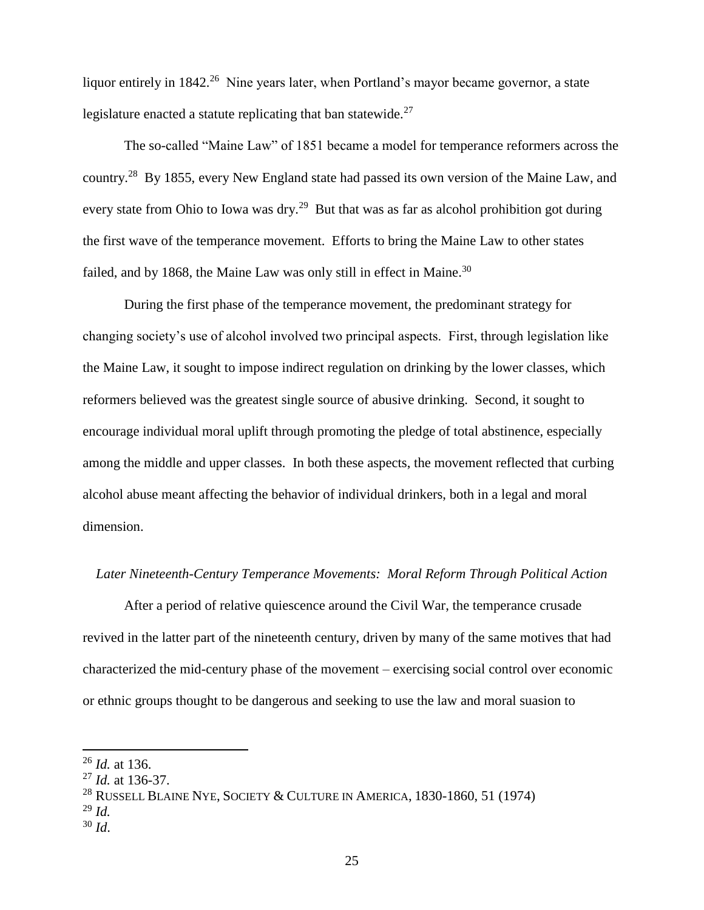liquor entirely in 1842.[26] Nine years later, when Portland's mayor became governor, a state legislature enacted a statute replicating that ban statewide.[27]

The so-called "Maine Law" of 1851 became a model for temperance reformers across the country.[28] By 1855, every New England state had passed its own version of the Maine Law, and every state from Ohio to Iowa was dry.[29] But that was as far as alcohol prohibition got during the first wave of the temperance movement. Efforts to bring the Maine Law to other states failed, and by 1868, the Maine Law was only still in effect in Maine.[30]

During the first phase of the temperance movement, the predominant strategy for changing society's use of alcohol involved two principal aspects. First, through legislation like the Maine Law, it sought to impose indirect regulation on drinking by the lower classes, which reformers believed was the greatest single source of abusive drinking. Second, it sought to encourage individual moral uplift through promoting the pledge of total abstinence, especially among the middle and upper classes. In both these aspects, the movement reflected that curbing alcohol abuse meant affecting the behavior of individual drinkers, both in a legal and moral dimension.

*Later Nineteenth-Century Temperance Movements: Moral Reform Through Political Action*

After a period of relative quiescence around the Civil War, the temperance crusade revived in the latter part of the nineteenth century, driven by many of the same motives that had characterized the mid-century phase of the movement – exercising social control over economic or ethnic groups thought to be dangerous and seeking to use the law and moral suasion to

---

[26] *Id.* at 136.

[27] *Id.* at 136-37.

[28] RUSSELL BLAINE NYE, SOCIETY & CULTURE IN AMERICA, 1830-1860, 51 (1974)

[29] *Id.*

[30] *Id*.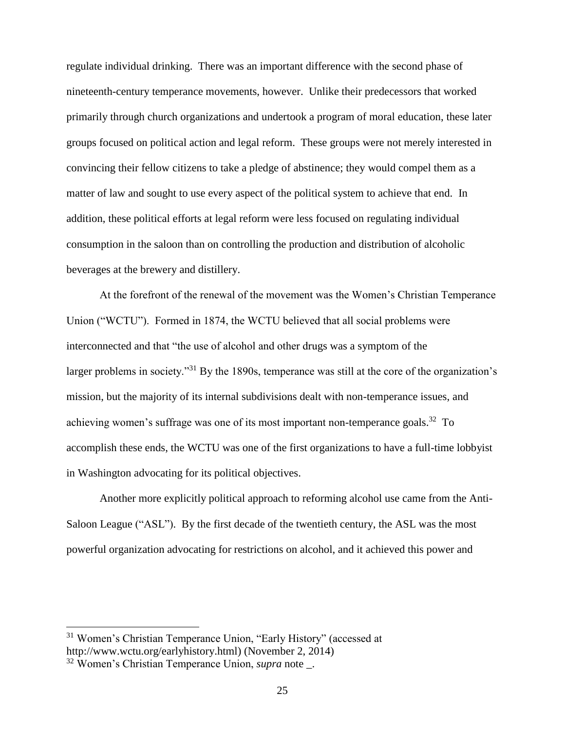regulate individual drinking. There was an important difference with the second phase of nineteenth-century temperance movements, however. Unlike their predecessors that worked primarily through church organizations and undertook a program of moral education, these later groups focused on political action and legal reform. These groups were not merely interested in convincing their fellow citizens to take a pledge of abstinence; they would compel them as a matter of law and sought to use every aspect of the political system to achieve that end. In addition, these political efforts at legal reform were less focused on regulating individual consumption in the saloon than on controlling the production and distribution of alcoholic beverages at the brewery and distillery.

At the forefront of the renewal of the movement was the Women's Christian Temperance Union ("WCTU"). Formed in 1874, the WCTU believed that all social problems were interconnected and that "the use of alcohol and other drugs was a symptom of the larger problems in society."[31] By the 1890s, temperance was still at the core of the organization's mission, but the majority of its internal subdivisions dealt with non-temperance issues, and achieving women's suffrage was one of its most important non-temperance goals.[32] To accomplish these ends, the WCTU was one of the first organizations to have a full-time lobbyist in Washington advocating for its political objectives.

Another more explicitly political approach to reforming alcohol use came from the Anti-Saloon League ("ASL"). By the first decade of the twentieth century, the ASL was the most powerful organization advocating for restrictions on alcohol, and it achieved this power and

---

[31] Women's Christian Temperance Union, "Early History" (accessed at http://www.wctu.org/earlyhistory.html) (November 2, 2014)

[32] Women's Christian Temperance Union, *supra* note _.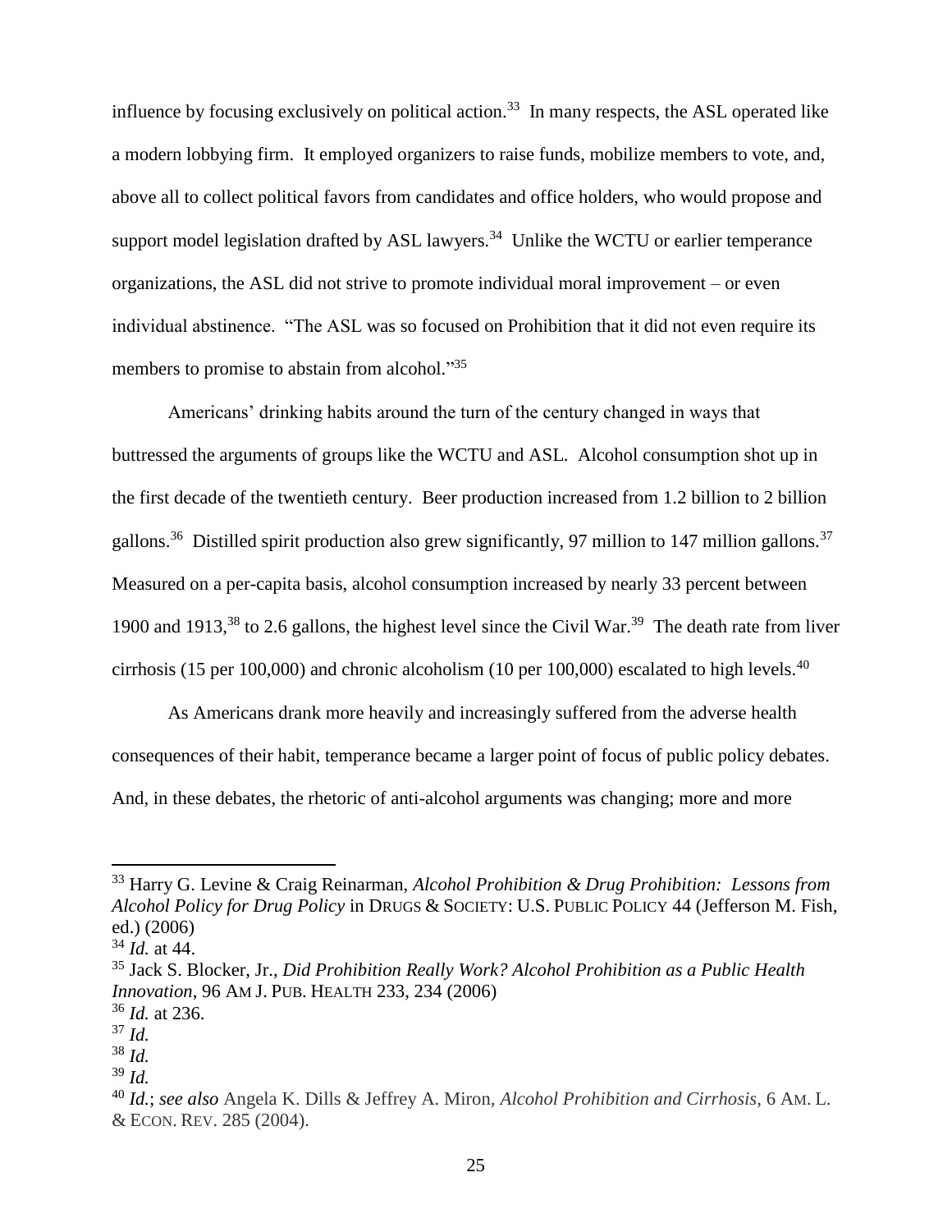influence by focusing exclusively on political action.[33] In many respects, the ASL operated like a modern lobbying firm. It employed organizers to raise funds, mobilize members to vote, and, above all to collect political favors from candidates and office holders, who would propose and support model legislation drafted by ASL lawyers.[34] Unlike the WCTU or earlier temperance organizations, the ASL did not strive to promote individual moral improvement – or even individual abstinence. "The ASL was so focused on Prohibition that it did not even require its members to promise to abstain from alcohol."[35]

Americans' drinking habits around the turn of the century changed in ways that buttressed the arguments of groups like the WCTU and ASL. Alcohol consumption shot up in the first decade of the twentieth century. Beer production increased from 1.2 billion to 2 billion gallons.[36] Distilled spirit production also grew significantly, 97 million to 147 million gallons.[37] Measured on a per-capita basis, alcohol consumption increased by nearly 33 percent between 1900 and 1913,[38] to 2.6 gallons, the highest level since the Civil War.[39] The death rate from liver cirrhosis (15 per 100,000) and chronic alcoholism (10 per 100,000) escalated to high levels.[40]

As Americans drank more heavily and increasingly suffered from the adverse health consequences of their habit, temperance became a larger point of focus of public policy debates. And, in these debates, the rhetoric of anti-alcohol arguments was changing; more and more

---

[33] Harry G. Levine & Craig Reinarman, *Alcohol Prohibition & Drug Prohibition: Lessons from Alcohol Policy for Drug Policy* in DRUGS & SOCIETY: U.S. PUBLIC POLICY 44 (Jefferson M. Fish, ed.) (2006)

[34] *Id.* at 44.

[35] Jack S. Blocker, Jr., *Did Prohibition Really Work? Alcohol Prohibition as a Public Health Innovation*, 96 AM J. PUB. HEALTH 233, 234 (2006)

[36] *Id.* at 236.

[37] *Id.*

[38] *Id.*

[39] *Id.*

[40] *Id.*; *see also* Angela K. Dills & Jeffrey A. Miron, *Alcohol Prohibition and Cirrhosis*, 6 AM. L. & ECON. REV. 285 (2004).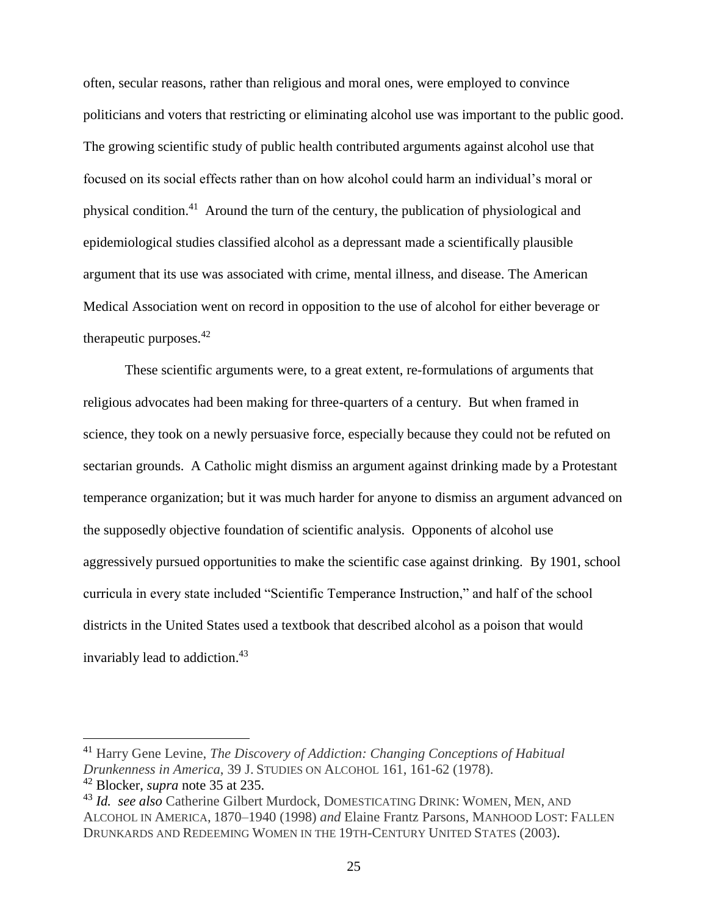often, secular reasons, rather than religious and moral ones, were employed to convince politicians and voters that restricting or eliminating alcohol use was important to the public good. The growing scientific study of public health contributed arguments against alcohol use that focused on its social effects rather than on how alcohol could harm an individual's moral or physical condition.[41] Around the turn of the century, the publication of physiological and epidemiological studies classified alcohol as a depressant made a scientifically plausible argument that its use was associated with crime, mental illness, and disease. The American Medical Association went on record in opposition to the use of alcohol for either beverage or therapeutic purposes.[42]

These scientific arguments were, to a great extent, re-formulations of arguments that religious advocates had been making for three-quarters of a century. But when framed in science, they took on a newly persuasive force, especially because they could not be refuted on sectarian grounds. A Catholic might dismiss an argument against drinking made by a Protestant temperance organization; but it was much harder for anyone to dismiss an argument advanced on the supposedly objective foundation of scientific analysis. Opponents of alcohol use aggressively pursued opportunities to make the scientific case against drinking. By 1901, school curricula in every state included "Scientific Temperance Instruction," and half of the school districts in the United States used a textbook that described alcohol as a poison that would invariably lead to addiction.[43]

---

[41] Harry Gene Levine, *The Discovery of Addiction: Changing Conceptions of Habitual Drunkenness in America*, 39 J. STUDIES ON ALCOHOL 161, 161-62 (1978).

[42] Blocker, *supra* note 35 at 235.

[43] *Id. see also* Catherine Gilbert Murdock, DOMESTICATING DRINK: WOMEN, MEN, AND ALCOHOL IN AMERICA, 1870–1940 (1998) *and* Elaine Frantz Parsons, MANHOOD LOST: FALLEN DRUNKARDS AND REDEEMING WOMEN IN THE 19TH-CENTURY UNITED STATES (2003).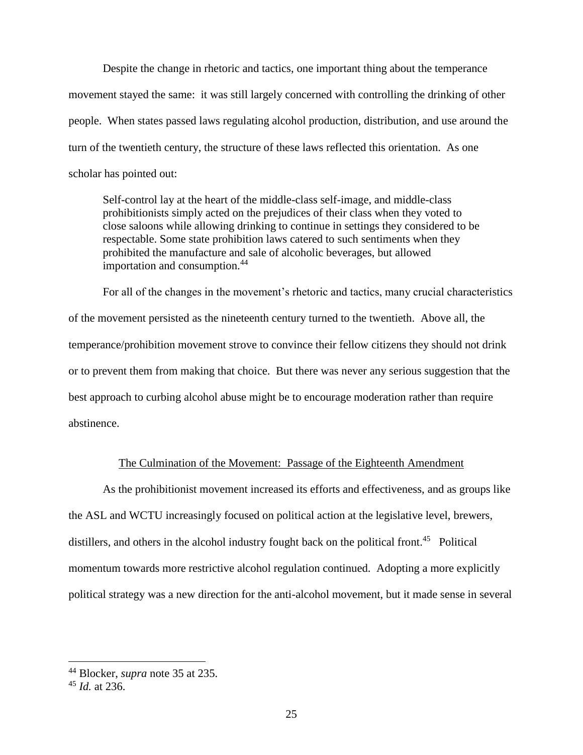Despite the change in rhetoric and tactics, one important thing about the temperance movement stayed the same: it was still largely concerned with controlling the drinking of other people. When states passed laws regulating alcohol production, distribution, and use around the turn of the twentieth century, the structure of these laws reflected this orientation. As one scholar has pointed out:

> Self-control lay at the heart of the middle-class self-image, and middle-class prohibitionists simply acted on the prejudices of their class when they voted to close saloons while allowing drinking to continue in settings they considered to be respectable. Some state prohibition laws catered to such sentiments when they prohibited the manufacture and sale of alcoholic beverages, but allowed importation and consumption.[44]

For all of the changes in the movement's rhetoric and tactics, many crucial characteristics of the movement persisted as the nineteenth century turned to the twentieth. Above all, the temperance/prohibition movement strove to convince their fellow citizens they should not drink or to prevent them from making that choice. But there was never any serious suggestion that the best approach to curbing alcohol abuse might be to encourage moderation rather than require abstinence.

## The Culmination of the Movement: Passage of the Eighteenth Amendment

As the prohibitionist movement increased its efforts and effectiveness, and as groups like the ASL and WCTU increasingly focused on political action at the legislative level, brewers, distillers, and others in the alcohol industry fought back on the political front.[45] Political momentum towards more restrictive alcohol regulation continued. Adopting a more explicitly political strategy was a new direction for the anti-alcohol movement, but it made sense in several

---

[44] Blocker, *supra* note 35 at 235.

[45] *Id.* at 236.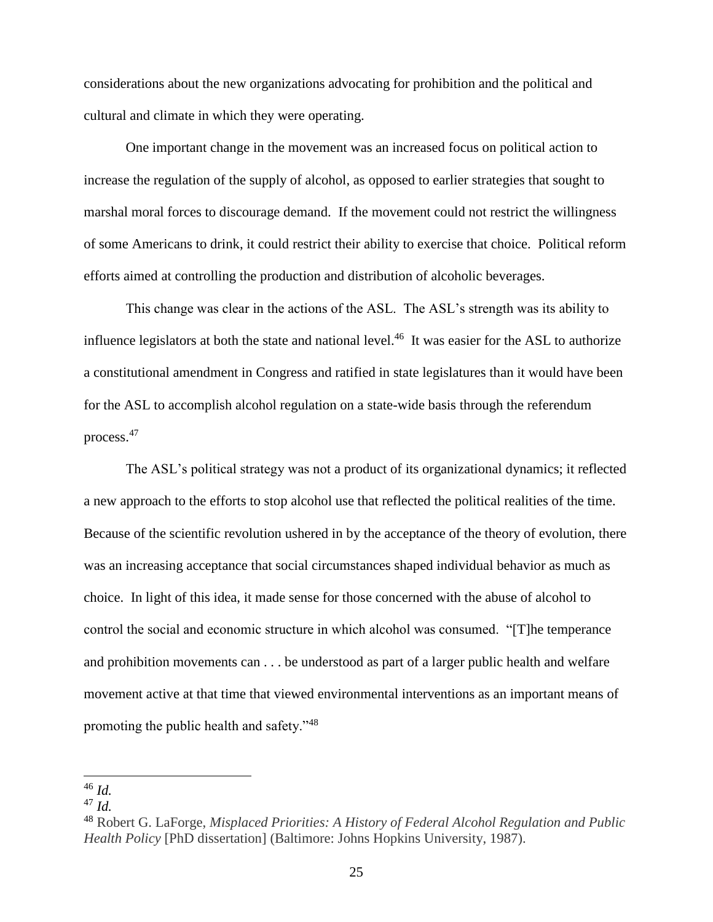considerations about the new organizations advocating for prohibition and the political and cultural and climate in which they were operating.

One important change in the movement was an increased focus on political action to increase the regulation of the supply of alcohol, as opposed to earlier strategies that sought to marshal moral forces to discourage demand. If the movement could not restrict the willingness of some Americans to drink, it could restrict their ability to exercise that choice. Political reform efforts aimed at controlling the production and distribution of alcoholic beverages.

This change was clear in the actions of the ASL. The ASL's strength was its ability to influence legislators at both the state and national level.[46] It was easier for the ASL to authorize a constitutional amendment in Congress and ratified in state legislatures than it would have been for the ASL to accomplish alcohol regulation on a state-wide basis through the referendum process.[47]

The ASL's political strategy was not a product of its organizational dynamics; it reflected a new approach to the efforts to stop alcohol use that reflected the political realities of the time. Because of the scientific revolution ushered in by the acceptance of the theory of evolution, there was an increasing acceptance that social circumstances shaped individual behavior as much as choice. In light of this idea, it made sense for those concerned with the abuse of alcohol to control the social and economic structure in which alcohol was consumed. "[T]he temperance and prohibition movements can . . . be understood as part of a larger public health and welfare movement active at that time that viewed environmental interventions as an important means of promoting the public health and safety."[48]

---

[46] *Id.*

[47] *Id.*

[48] Robert G. LaForge, *Misplaced Priorities: A History of Federal Alcohol Regulation and Public Health Policy* [PhD dissertation] (Baltimore: Johns Hopkins University, 1987).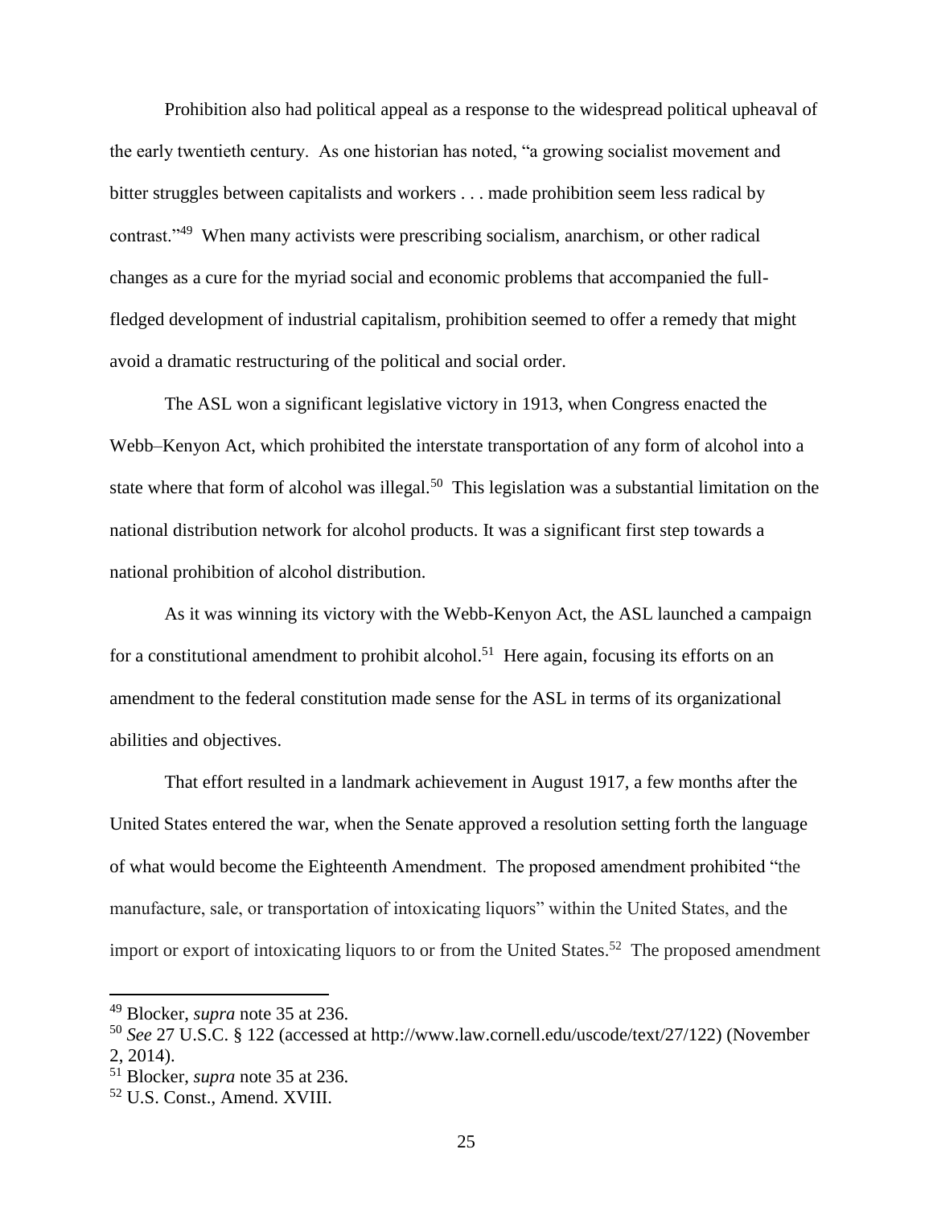Prohibition also had political appeal as a response to the widespread political upheaval of the early twentieth century. As one historian has noted, "a growing socialist movement and bitter struggles between capitalists and workers . . . made prohibition seem less radical by contrast."[49] When many activists were prescribing socialism, anarchism, or other radical changes as a cure for the myriad social and economic problems that accompanied the full-fledged development of industrial capitalism, prohibition seemed to offer a remedy that might avoid a dramatic restructuring of the political and social order.

The ASL won a significant legislative victory in 1913, when Congress enacted the Webb–Kenyon Act, which prohibited the interstate transportation of any form of alcohol into a state where that form of alcohol was illegal.[50] This legislation was a substantial limitation on the national distribution network for alcohol products. It was a significant first step towards a national prohibition of alcohol distribution.

As it was winning its victory with the Webb-Kenyon Act, the ASL launched a campaign for a constitutional amendment to prohibit alcohol.[51] Here again, focusing its efforts on an amendment to the federal constitution made sense for the ASL in terms of its organizational abilities and objectives.

That effort resulted in a landmark achievement in August 1917, a few months after the United States entered the war, when the Senate approved a resolution setting forth the language of what would become the Eighteenth Amendment. The proposed amendment prohibited "the manufacture, sale, or transportation of intoxicating liquors" within the United States, and the import or export of intoxicating liquors to or from the United States.[52] The proposed amendment

---

[49] Blocker, *supra* note 35 at 236.

[50] *See* 27 U.S.C. § 122 (accessed at http://www.law.cornell.edu/uscode/text/27/122) (November 2, 2014).

[51] Blocker, *supra* note 35 at 236.

[52] U.S. Const., Amend. XVIII.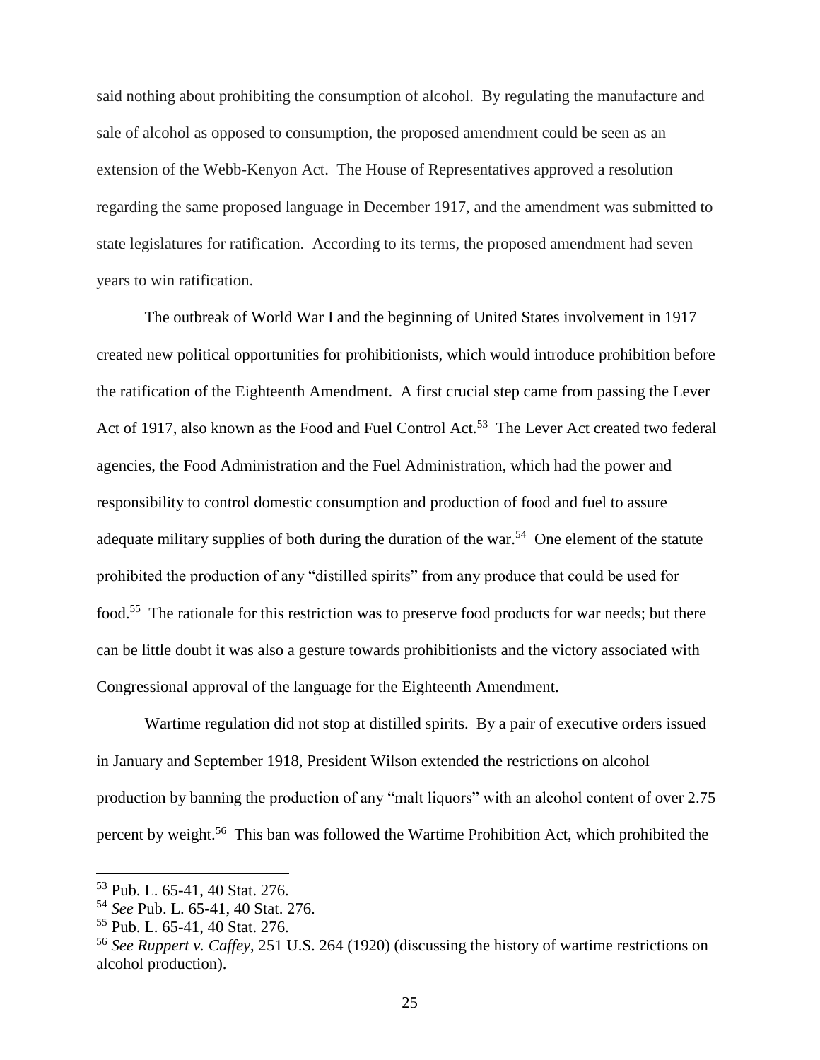said nothing about prohibiting the consumption of alcohol. By regulating the manufacture and sale of alcohol as opposed to consumption, the proposed amendment could be seen as an extension of the Webb-Kenyon Act. The House of Representatives approved a resolution regarding the same proposed language in December 1917, and the amendment was submitted to state legislatures for ratification. According to its terms, the proposed amendment had seven years to win ratification.

The outbreak of World War I and the beginning of United States involvement in 1917 created new political opportunities for prohibitionists, which would introduce prohibition before the ratification of the Eighteenth Amendment. A first crucial step came from passing the Lever Act of 1917, also known as the Food and Fuel Control Act.[53] The Lever Act created two federal agencies, the Food Administration and the Fuel Administration, which had the power and responsibility to control domestic consumption and production of food and fuel to assure adequate military supplies of both during the duration of the war.[54] One element of the statute prohibited the production of any "distilled spirits" from any produce that could be used for food.[55] The rationale for this restriction was to preserve food products for war needs; but there can be little doubt it was also a gesture towards prohibitionists and the victory associated with Congressional approval of the language for the Eighteenth Amendment.

Wartime regulation did not stop at distilled spirits. By a pair of executive orders issued in January and September 1918, President Wilson extended the restrictions on alcohol production by banning the production of any "malt liquors" with an alcohol content of over 2.75 percent by weight.[56] This ban was followed the Wartime Prohibition Act, which prohibited the

---

[53] Pub. L. 65-41, 40 Stat. 276.

[54] *See* Pub. L. 65-41, 40 Stat. 276.

[55] Pub. L. 65-41, 40 Stat. 276.

[56] *See Ruppert v. Caffey*, 251 U.S. 264 (1920) (discussing the history of wartime restrictions on alcohol production).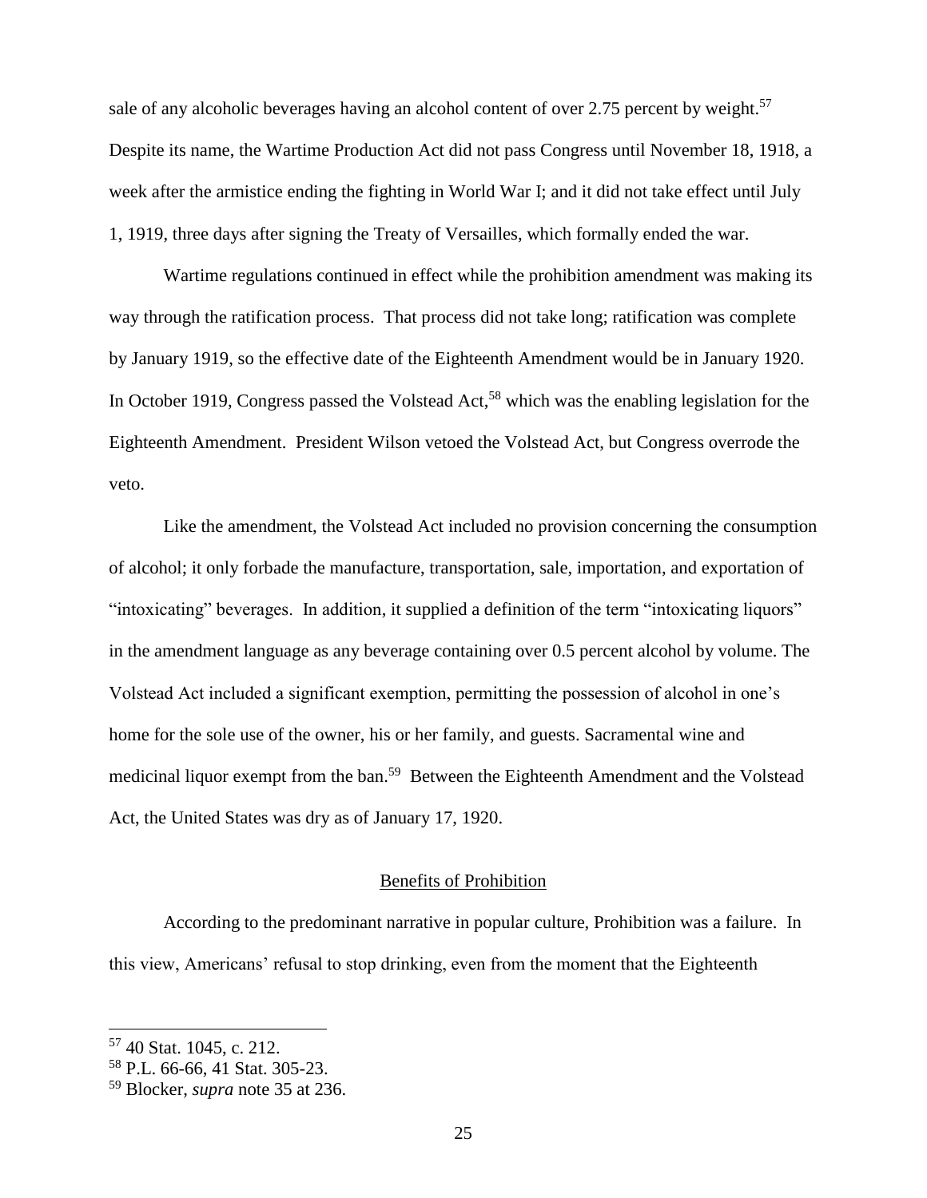sale of any alcoholic beverages having an alcohol content of over 2.75 percent by weight.[57] Despite its name, the Wartime Production Act did not pass Congress until November 18, 1918, a week after the armistice ending the fighting in World War I; and it did not take effect until July 1, 1919, three days after signing the Treaty of Versailles, which formally ended the war.

Wartime regulations continued in effect while the prohibition amendment was making its way through the ratification process. That process did not take long; ratification was complete by January 1919, so the effective date of the Eighteenth Amendment would be in January 1920. In October 1919, Congress passed the Volstead Act,[58] which was the enabling legislation for the Eighteenth Amendment. President Wilson vetoed the Volstead Act, but Congress overrode the veto.

Like the amendment, the Volstead Act included no provision concerning the consumption of alcohol; it only forbade the manufacture, transportation, sale, importation, and exportation of "intoxicating" beverages. In addition, it supplied a definition of the term "intoxicating liquors" in the amendment language as any beverage containing over 0.5 percent alcohol by volume. The Volstead Act included a significant exemption, permitting the possession of alcohol in one's home for the sole use of the owner, his or her family, and guests. Sacramental wine and medicinal liquor exempt from the ban.[59] Between the Eighteenth Amendment and the Volstead Act, the United States was dry as of January 17, 1920.

## Benefits of Prohibition

According to the predominant narrative in popular culture, Prohibition was a failure. In this view, Americans' refusal to stop drinking, even from the moment that the Eighteenth

---

[57] 40 Stat. 1045, c. 212.

[58] P.L. 66-66, 41 Stat. 305-23.

[59] Blocker, *supra* note 35 at 236.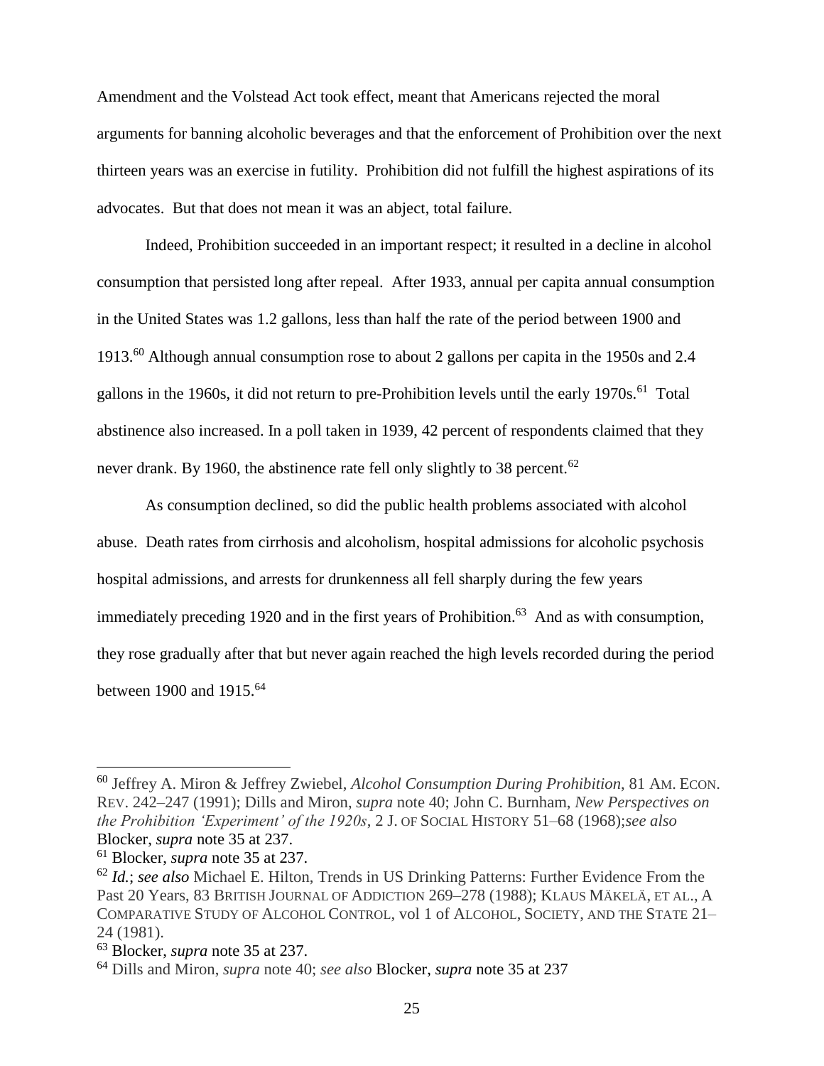Amendment and the Volstead Act took effect, meant that Americans rejected the moral arguments for banning alcoholic beverages and that the enforcement of Prohibition over the next thirteen years was an exercise in futility. Prohibition did not fulfill the highest aspirations of its advocates. But that does not mean it was an abject, total failure.

Indeed, Prohibition succeeded in an important respect; it resulted in a decline in alcohol consumption that persisted long after repeal. After 1933, annual per capita annual consumption in the United States was 1.2 gallons, less than half the rate of the period between 1900 and 1913.[60] Although annual consumption rose to about 2 gallons per capita in the 1950s and 2.4 gallons in the 1960s, it did not return to pre-Prohibition levels until the early 1970s.[61] Total abstinence also increased. In a poll taken in 1939, 42 percent of respondents claimed that they never drank. By 1960, the abstinence rate fell only slightly to 38 percent.[62]

As consumption declined, so did the public health problems associated with alcohol abuse. Death rates from cirrhosis and alcoholism, hospital admissions for alcoholic psychosis hospital admissions, and arrests for drunkenness all fell sharply during the few years immediately preceding 1920 and in the first years of Prohibition.[63] And as with consumption, they rose gradually after that but never again reached the high levels recorded during the period between 1900 and 1915.[64]

---

[60] Jeffrey A. Miron & Jeffrey Zwiebel, *Alcohol Consumption During Prohibition*, 81 AM. ECON. REV. 242–247 (1991); Dills and Miron, *supra* note 40; John C. Burnham, *New Perspectives on the Prohibition 'Experiment' of the 1920s*, 2 J. OF SOCIAL HISTORY 51–68 (1968);*see also* Blocker, *supra* note 35 at 237.

[61] Blocker, *supra* note 35 at 237.

[62] *Id.*; *see also* Michael E. Hilton, Trends in US Drinking Patterns: Further Evidence From the Past 20 Years, 83 BRITISH JOURNAL OF ADDICTION 269–278 (1988); KLAUS MÄKELÄ, ET AL., A COMPARATIVE STUDY OF ALCOHOL CONTROL, vol 1 of ALCOHOL, SOCIETY, AND THE STATE 21–24 (1981).

[63] Blocker, *supra* note 35 at 237.

[64] Dills and Miron, *supra* note 40; *see also* Blocker, *supra* note 35 at 237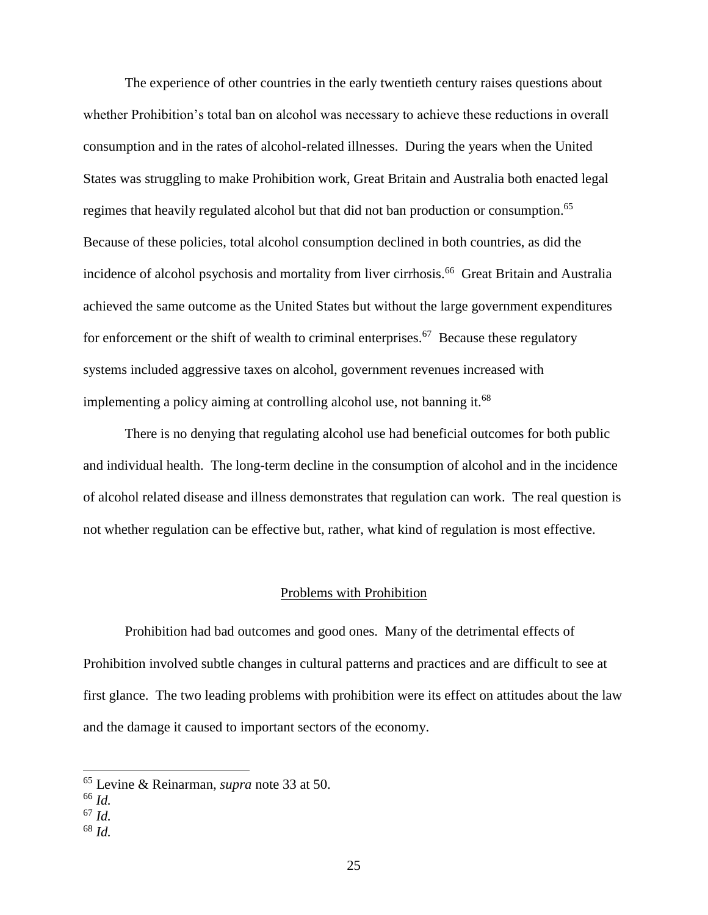The experience of other countries in the early twentieth century raises questions about whether Prohibition's total ban on alcohol was necessary to achieve these reductions in overall consumption and in the rates of alcohol-related illnesses. During the years when the United States was struggling to make Prohibition work, Great Britain and Australia both enacted legal regimes that heavily regulated alcohol but that did not ban production or consumption.[65] Because of these policies, total alcohol consumption declined in both countries, as did the incidence of alcohol psychosis and mortality from liver cirrhosis.[66] Great Britain and Australia achieved the same outcome as the United States but without the large government expenditures for enforcement or the shift of wealth to criminal enterprises.[67] Because these regulatory systems included aggressive taxes on alcohol, government revenues increased with implementing a policy aiming at controlling alcohol use, not banning it.[68]

There is no denying that regulating alcohol use had beneficial outcomes for both public and individual health. The long-term decline in the consumption of alcohol and in the incidence of alcohol related disease and illness demonstrates that regulation can work. The real question is not whether regulation can be effective but, rather, what kind of regulation is most effective.

## Problems with Prohibition

Prohibition had bad outcomes and good ones. Many of the detrimental effects of Prohibition involved subtle changes in cultural patterns and practices and are difficult to see at first glance. The two leading problems with prohibition were its effect on attitudes about the law and the damage it caused to important sectors of the economy.

---

[65] Levine & Reinarman, *supra* note 33 at 50.
[66] *Id.*
[67] *Id.*
[68] *Id.*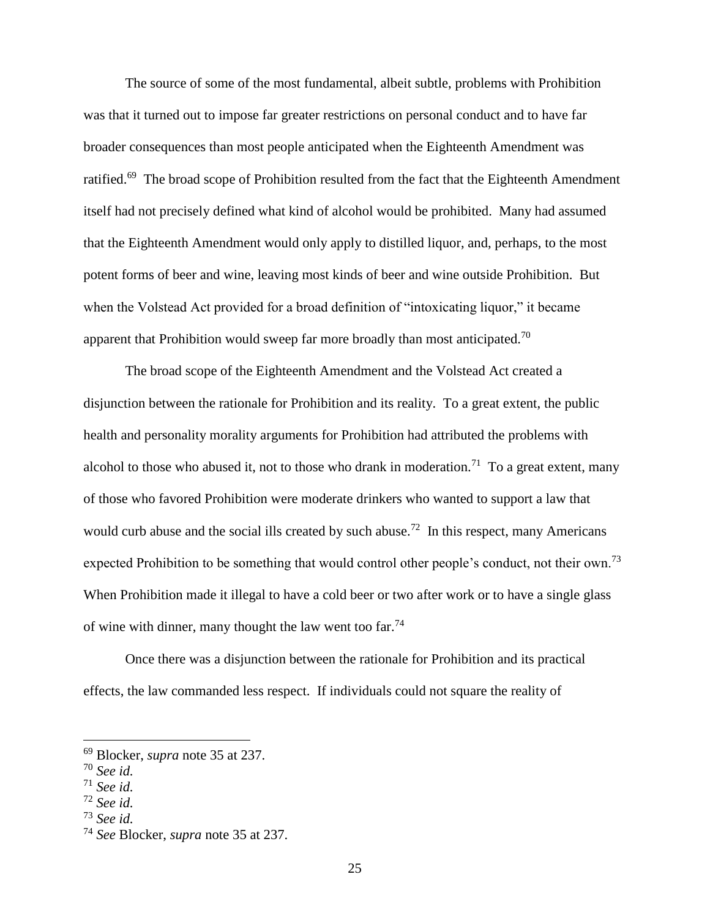The source of some of the most fundamental, albeit subtle, problems with Prohibition was that it turned out to impose far greater restrictions on personal conduct and to have far broader consequences than most people anticipated when the Eighteenth Amendment was ratified.[69] The broad scope of Prohibition resulted from the fact that the Eighteenth Amendment itself had not precisely defined what kind of alcohol would be prohibited. Many had assumed that the Eighteenth Amendment would only apply to distilled liquor, and, perhaps, to the most potent forms of beer and wine, leaving most kinds of beer and wine outside Prohibition. But when the Volstead Act provided for a broad definition of "intoxicating liquor," it became apparent that Prohibition would sweep far more broadly than most anticipated.[70]

The broad scope of the Eighteenth Amendment and the Volstead Act created a disjunction between the rationale for Prohibition and its reality. To a great extent, the public health and personality morality arguments for Prohibition had attributed the problems with alcohol to those who abused it, not to those who drank in moderation.[71] To a great extent, many of those who favored Prohibition were moderate drinkers who wanted to support a law that would curb abuse and the social ills created by such abuse.[72] In this respect, many Americans expected Prohibition to be something that would control other people's conduct, not their own.[73] When Prohibition made it illegal to have a cold beer or two after work or to have a single glass of wine with dinner, many thought the law went too far.[74]

Once there was a disjunction between the rationale for Prohibition and its practical effects, the law commanded less respect. If individuals could not square the reality of

---

[69] Blocker, *supra* note 35 at 237.

[70] *See id.*

[71] *See id.*

[72] *See id.*

[73] *See id.*

[74] *See* Blocker, *supra* note 35 at 237.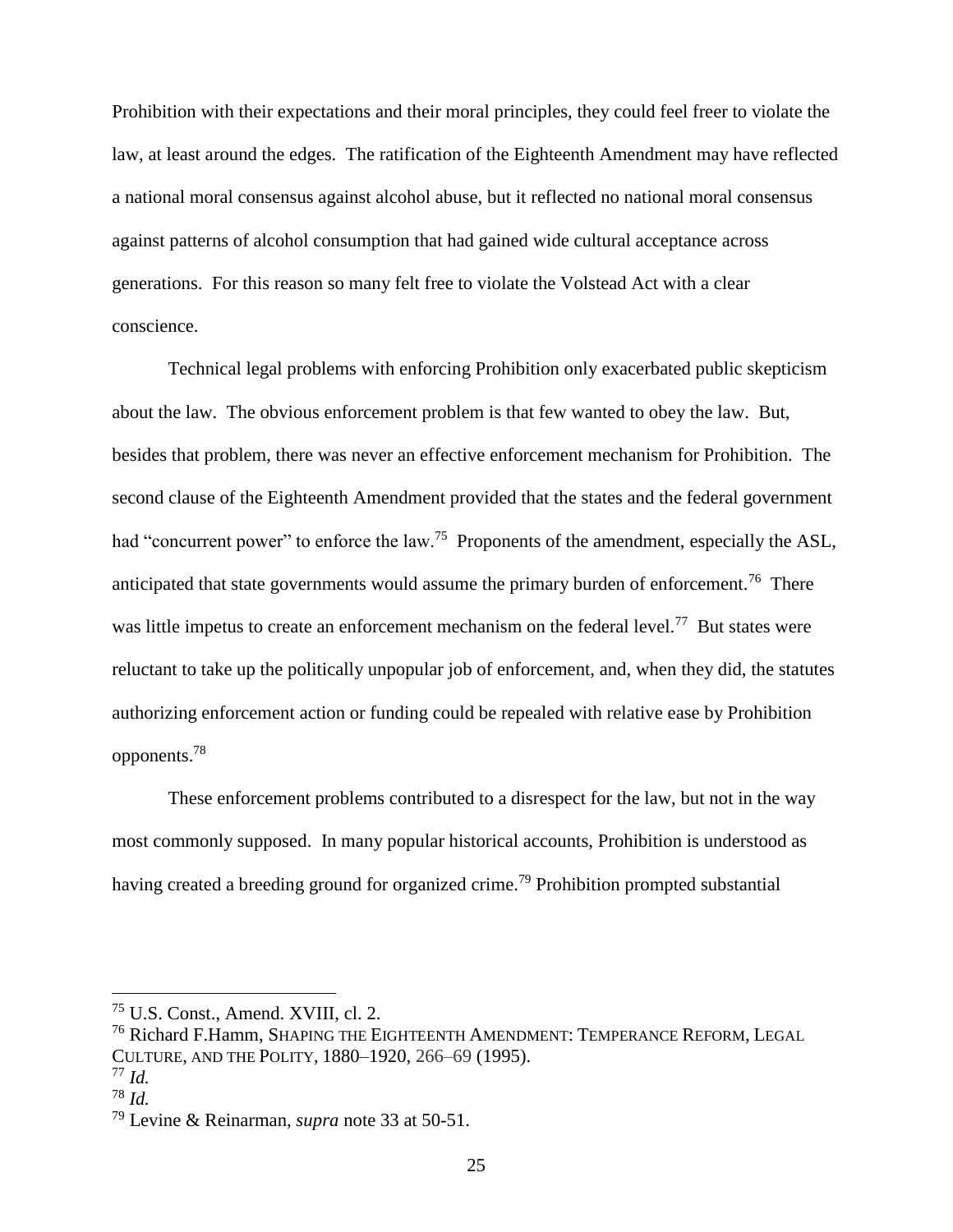Prohibition with their expectations and their moral principles, they could feel freer to violate the law, at least around the edges. The ratification of the Eighteenth Amendment may have reflected a national moral consensus against alcohol abuse, but it reflected no national moral consensus against patterns of alcohol consumption that had gained wide cultural acceptance across generations. For this reason so many felt free to violate the Volstead Act with a clear conscience.

Technical legal problems with enforcing Prohibition only exacerbated public skepticism about the law. The obvious enforcement problem is that few wanted to obey the law. But, besides that problem, there was never an effective enforcement mechanism for Prohibition. The second clause of the Eighteenth Amendment provided that the states and the federal government had "concurrent power" to enforce the law.[75] Proponents of the amendment, especially the ASL, anticipated that state governments would assume the primary burden of enforcement.[76] There was little impetus to create an enforcement mechanism on the federal level.[77] But states were reluctant to take up the politically unpopular job of enforcement, and, when they did, the statutes authorizing enforcement action or funding could be repealed with relative ease by Prohibition opponents.[78]

These enforcement problems contributed to a disrespect for the law, but not in the way most commonly supposed. In many popular historical accounts, Prohibition is understood as having created a breeding ground for organized crime.[79] Prohibition prompted substantial

---

[75] U.S. Const., Amend. XVIII, cl. 2.

[76] Richard F.Hamm, SHAPING THE EIGHTEENTH AMENDMENT: TEMPERANCE REFORM, LEGAL CULTURE, AND THE POLITY, 1880–1920, 266–69 (1995).

[77] *Id.*

[78] *Id.*

[79] Levine & Reinarman, *supra* note 33 at 50-51.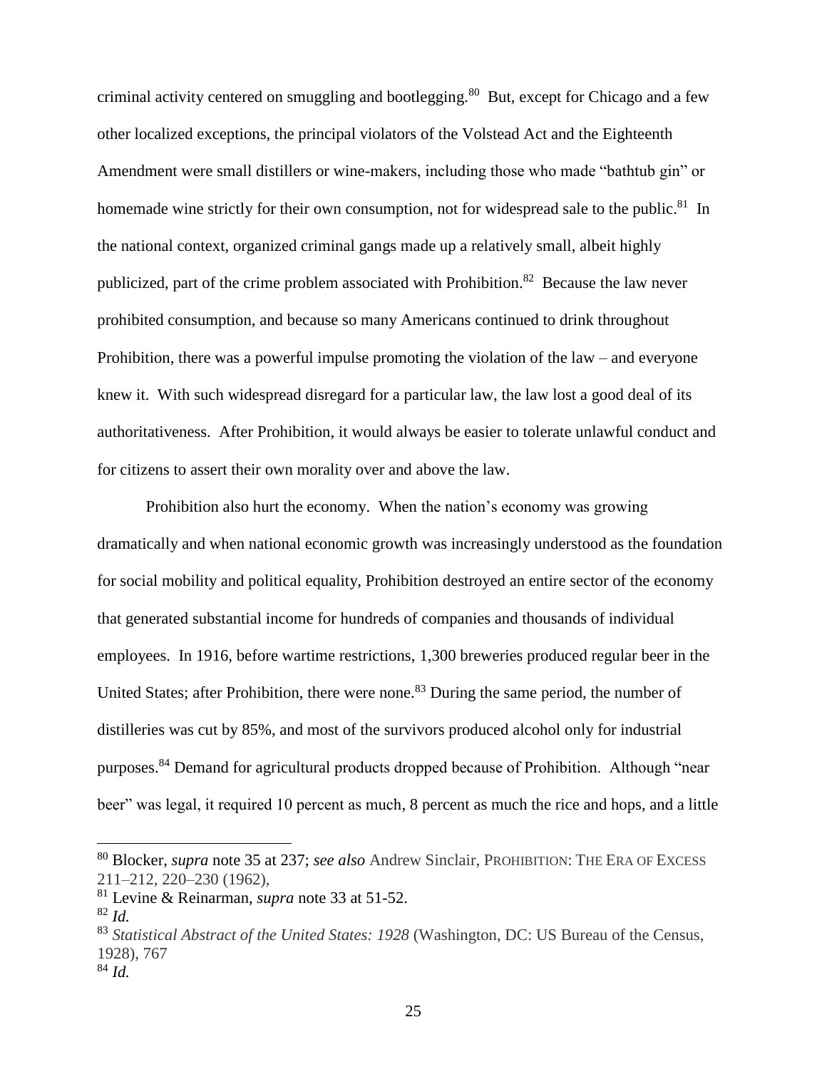criminal activity centered on smuggling and bootlegging.[80] But, except for Chicago and a few other localized exceptions, the principal violators of the Volstead Act and the Eighteenth Amendment were small distillers or wine-makers, including those who made "bathtub gin" or homemade wine strictly for their own consumption, not for widespread sale to the public.[81] In the national context, organized criminal gangs made up a relatively small, albeit highly publicized, part of the crime problem associated with Prohibition.[82] Because the law never prohibited consumption, and because so many Americans continued to drink throughout Prohibition, there was a powerful impulse promoting the violation of the law – and everyone knew it. With such widespread disregard for a particular law, the law lost a good deal of its authoritativeness. After Prohibition, it would always be easier to tolerate unlawful conduct and for citizens to assert their own morality over and above the law.

Prohibition also hurt the economy. When the nation's economy was growing dramatically and when national economic growth was increasingly understood as the foundation for social mobility and political equality, Prohibition destroyed an entire sector of the economy that generated substantial income for hundreds of companies and thousands of individual employees. In 1916, before wartime restrictions, 1,300 breweries produced regular beer in the United States; after Prohibition, there were none.[83] During the same period, the number of distilleries was cut by 85%, and most of the survivors produced alcohol only for industrial purposes.[84] Demand for agricultural products dropped because of Prohibition. Although "near beer" was legal, it required 10 percent as much, 8 percent as much the rice and hops, and a little

---

[80] Blocker, *supra* note 35 at 237; *see also* Andrew Sinclair, PROHIBITION: THE ERA OF EXCESS 211–212, 220–230 (1962),

[81] Levine & Reinarman, *supra* note 33 at 51-52.

[82] *Id.*

[83] *Statistical Abstract of the United States: 1928* (Washington, DC: US Bureau of the Census, 1928), 767

[84] *Id.*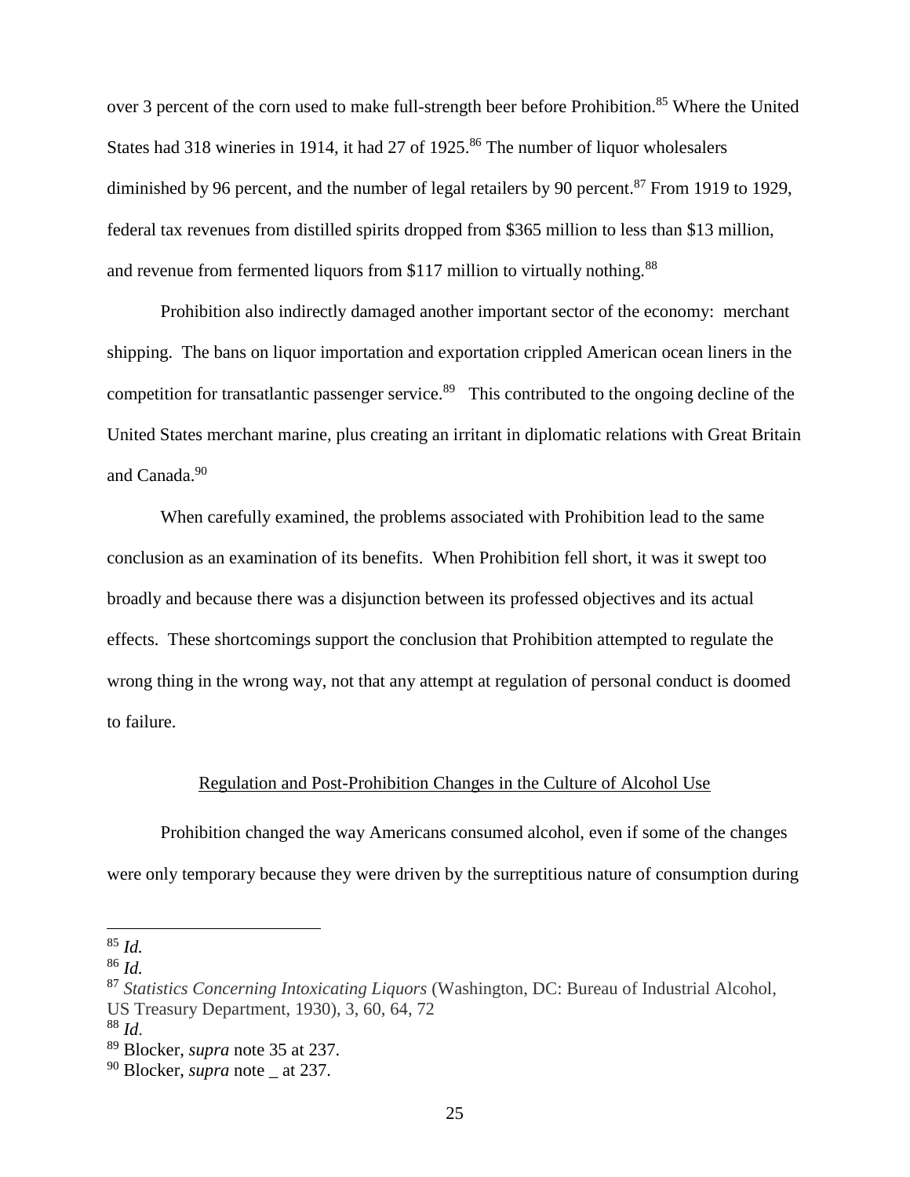over 3 percent of the corn used to make full-strength beer before Prohibition.[85] Where the United States had 318 wineries in 1914, it had 27 of 1925.[86] The number of liquor wholesalers diminished by 96 percent, and the number of legal retailers by 90 percent.[87] From 1919 to 1929, federal tax revenues from distilled spirits dropped from $365 million to less than $13 million, and revenue from fermented liquors from $117 million to virtually nothing.[88]

Prohibition also indirectly damaged another important sector of the economy: merchant shipping. The bans on liquor importation and exportation crippled American ocean liners in the competition for transatlantic passenger service.[89] This contributed to the ongoing decline of the United States merchant marine, plus creating an irritant in diplomatic relations with Great Britain and Canada.[90]

When carefully examined, the problems associated with Prohibition lead to the same conclusion as an examination of its benefits. When Prohibition fell short, it was it swept too broadly and because there was a disjunction between its professed objectives and its actual effects. These shortcomings support the conclusion that Prohibition attempted to regulate the wrong thing in the wrong way, not that any attempt at regulation of personal conduct is doomed to failure.

## Regulation and Post-Prohibition Changes in the Culture of Alcohol Use

Prohibition changed the way Americans consumed alcohol, even if some of the changes were only temporary because they were driven by the surreptitious nature of consumption during

---

[85] *Id.*

[86] *Id.*

[87] *Statistics Concerning Intoxicating Liquors* (Washington, DC: Bureau of Industrial Alcohol, US Treasury Department, 1930), 3, 60, 64, 72

[88] *Id*.

[89] Blocker, *supra* note 35 at 237.

[90] Blocker, *supra* note _ at 237.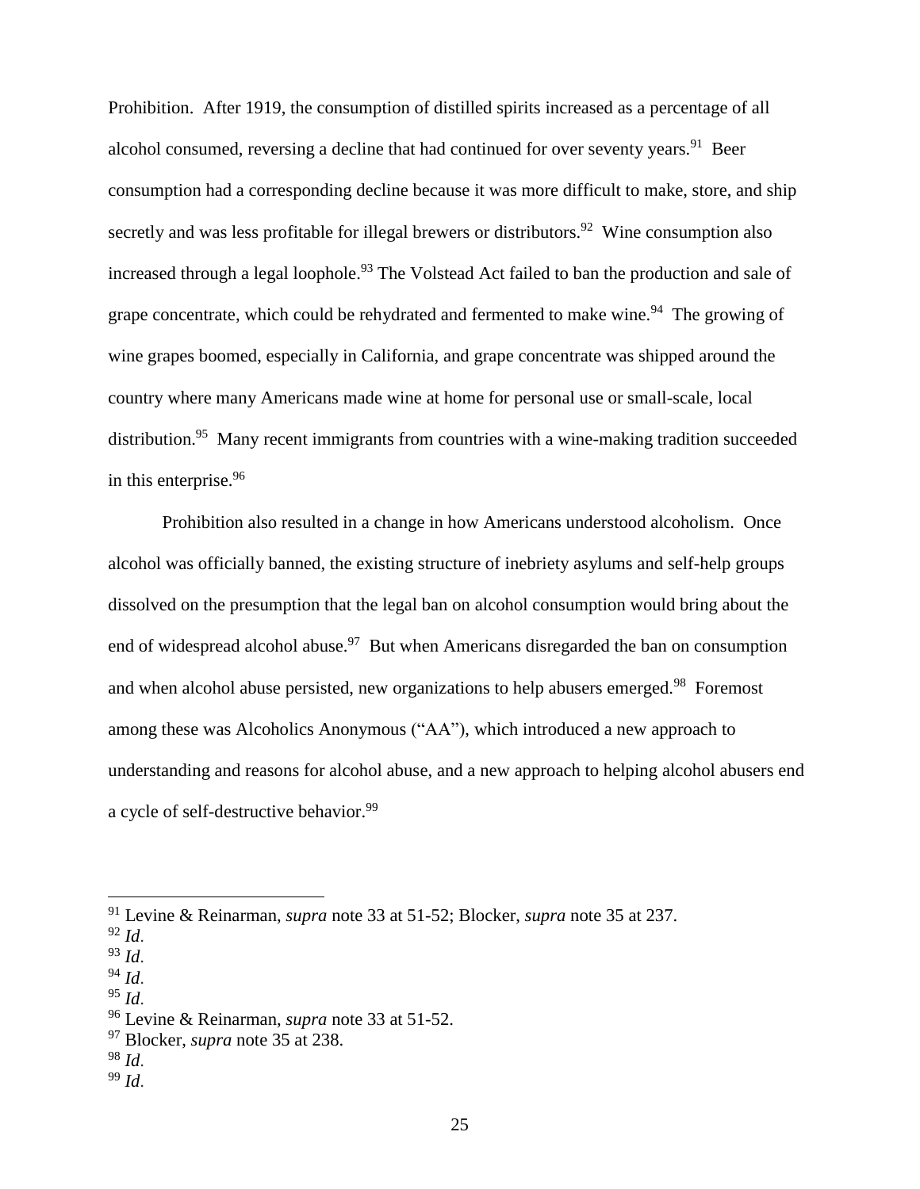Prohibition. After 1919, the consumption of distilled spirits increased as a percentage of all alcohol consumed, reversing a decline that had continued for over seventy years.[91] Beer consumption had a corresponding decline because it was more difficult to make, store, and ship secretly and was less profitable for illegal brewers or distributors.[92] Wine consumption also increased through a legal loophole.[93] The Volstead Act failed to ban the production and sale of grape concentrate, which could be rehydrated and fermented to make wine.[94] The growing of wine grapes boomed, especially in California, and grape concentrate was shipped around the country where many Americans made wine at home for personal use or small-scale, local distribution.[95] Many recent immigrants from countries with a wine-making tradition succeeded in this enterprise.[96]

Prohibition also resulted in a change in how Americans understood alcoholism. Once alcohol was officially banned, the existing structure of inebriety asylums and self-help groups dissolved on the presumption that the legal ban on alcohol consumption would bring about the end of widespread alcohol abuse.[97] But when Americans disregarded the ban on consumption and when alcohol abuse persisted, new organizations to help abusers emerged.[98] Foremost among these was Alcoholics Anonymous ("AA"), which introduced a new approach to understanding and reasons for alcohol abuse, and a new approach to helping alcohol abusers end a cycle of self-destructive behavior.[99]

---

[91] Levine & Reinarman, *supra* note 33 at 51-52; Blocker, *supra* note 35 at 237.

[92] *Id*.

[93] *Id*.

[94] *Id*.

[95] *Id*.

[96] Levine & Reinarman, *supra* note 33 at 51-52.

[97] Blocker, *supra* note 35 at 238.

[98] *Id*.

[99] *Id*.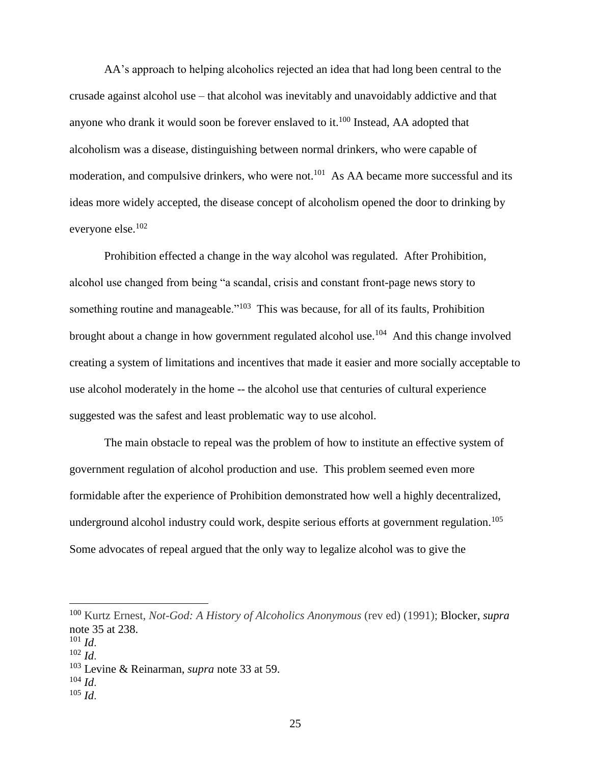AA's approach to helping alcoholics rejected an idea that had long been central to the crusade against alcohol use – that alcohol was inevitably and unavoidably addictive and that anyone who drank it would soon be forever enslaved to it.[100] Instead, AA adopted that alcoholism was a disease, distinguishing between normal drinkers, who were capable of moderation, and compulsive drinkers, who were not.[101] As AA became more successful and its ideas more widely accepted, the disease concept of alcoholism opened the door to drinking by everyone else.[102]

Prohibition effected a change in the way alcohol was regulated. After Prohibition, alcohol use changed from being "a scandal, crisis and constant front-page news story to something routine and manageable."[103] This was because, for all of its faults, Prohibition brought about a change in how government regulated alcohol use.[104] And this change involved creating a system of limitations and incentives that made it easier and more socially acceptable to use alcohol moderately in the home -- the alcohol use that centuries of cultural experience suggested was the safest and least problematic way to use alcohol.

The main obstacle to repeal was the problem of how to institute an effective system of government regulation of alcohol production and use. This problem seemed even more formidable after the experience of Prohibition demonstrated how well a highly decentralized, underground alcohol industry could work, despite serious efforts at government regulation.[105] Some advocates of repeal argued that the only way to legalize alcohol was to give the

---

[100] Kurtz Ernest, *Not-God: A History of Alcoholics Anonymous* (rev ed) (1991); Blocker, *supra* note 35 at 238.

[101] *Id*.

[102] *Id*.

[103] Levine & Reinarman, *supra* note 33 at 59.

[104] *Id*.

[105] *Id*.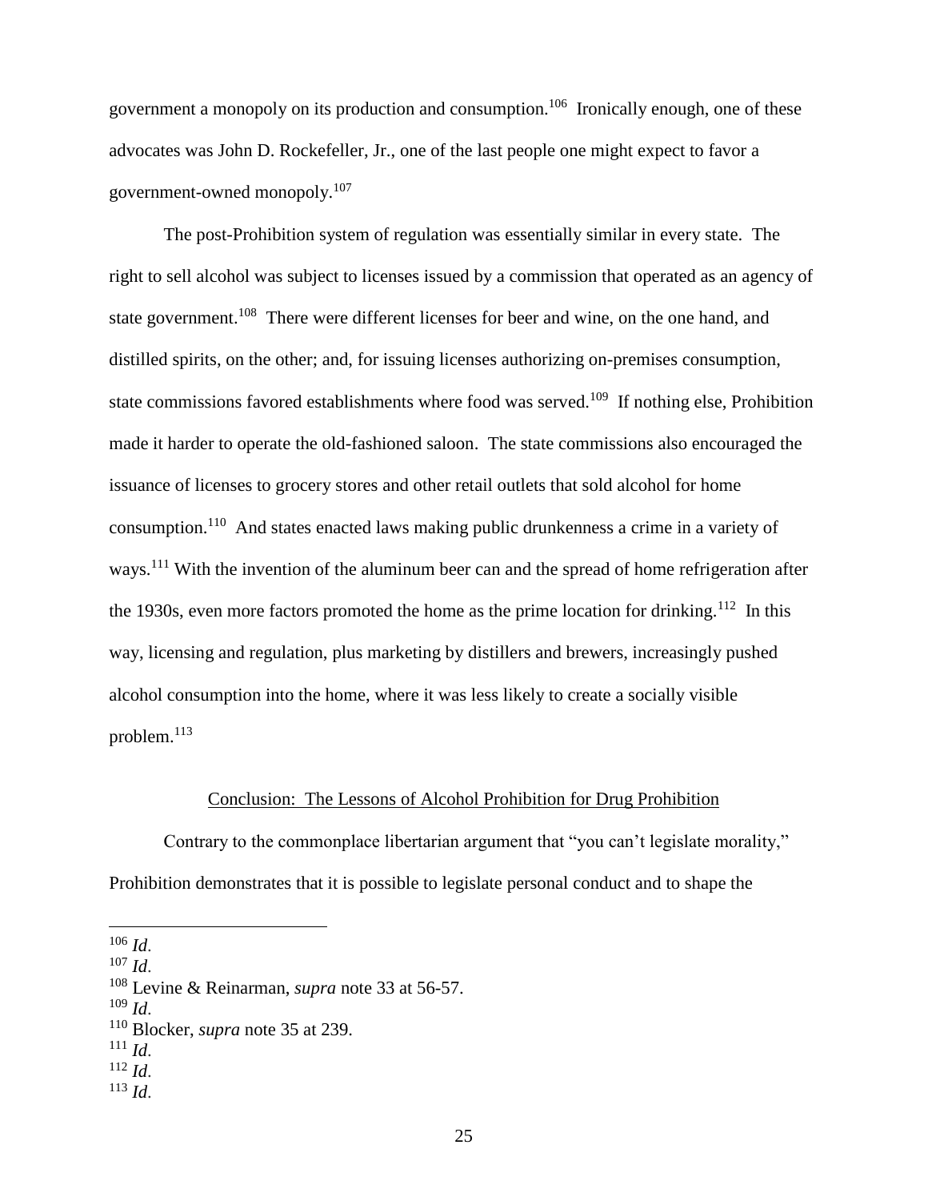government a monopoly on its production and consumption.[106] Ironically enough, one of these advocates was John D. Rockefeller, Jr., one of the last people one might expect to favor a government-owned monopoly.[107]

The post-Prohibition system of regulation was essentially similar in every state. The right to sell alcohol was subject to licenses issued by a commission that operated as an agency of state government.[108] There were different licenses for beer and wine, on the one hand, and distilled spirits, on the other; and, for issuing licenses authorizing on-premises consumption, state commissions favored establishments where food was served.[109] If nothing else, Prohibition made it harder to operate the old-fashioned saloon. The state commissions also encouraged the issuance of licenses to grocery stores and other retail outlets that sold alcohol for home consumption.[110] And states enacted laws making public drunkenness a crime in a variety of ways.[111] With the invention of the aluminum beer can and the spread of home refrigeration after the 1930s, even more factors promoted the home as the prime location for drinking.[112] In this way, licensing and regulation, plus marketing by distillers and brewers, increasingly pushed alcohol consumption into the home, where it was less likely to create a socially visible problem.[113]

## Conclusion: The Lessons of Alcohol Prohibition for Drug Prohibition

Contrary to the commonplace libertarian argument that "you can't legislate morality," Prohibition demonstrates that it is possible to legislate personal conduct and to shape the

---

[106] *Id.*
[107] *Id.*
[108] Levine & Reinarman, *supra* note 33 at 56-57.
[109] *Id.*
[110] Blocker, *supra* note 35 at 239.
[111] *Id.*
[112] *Id.*
[113] *Id.*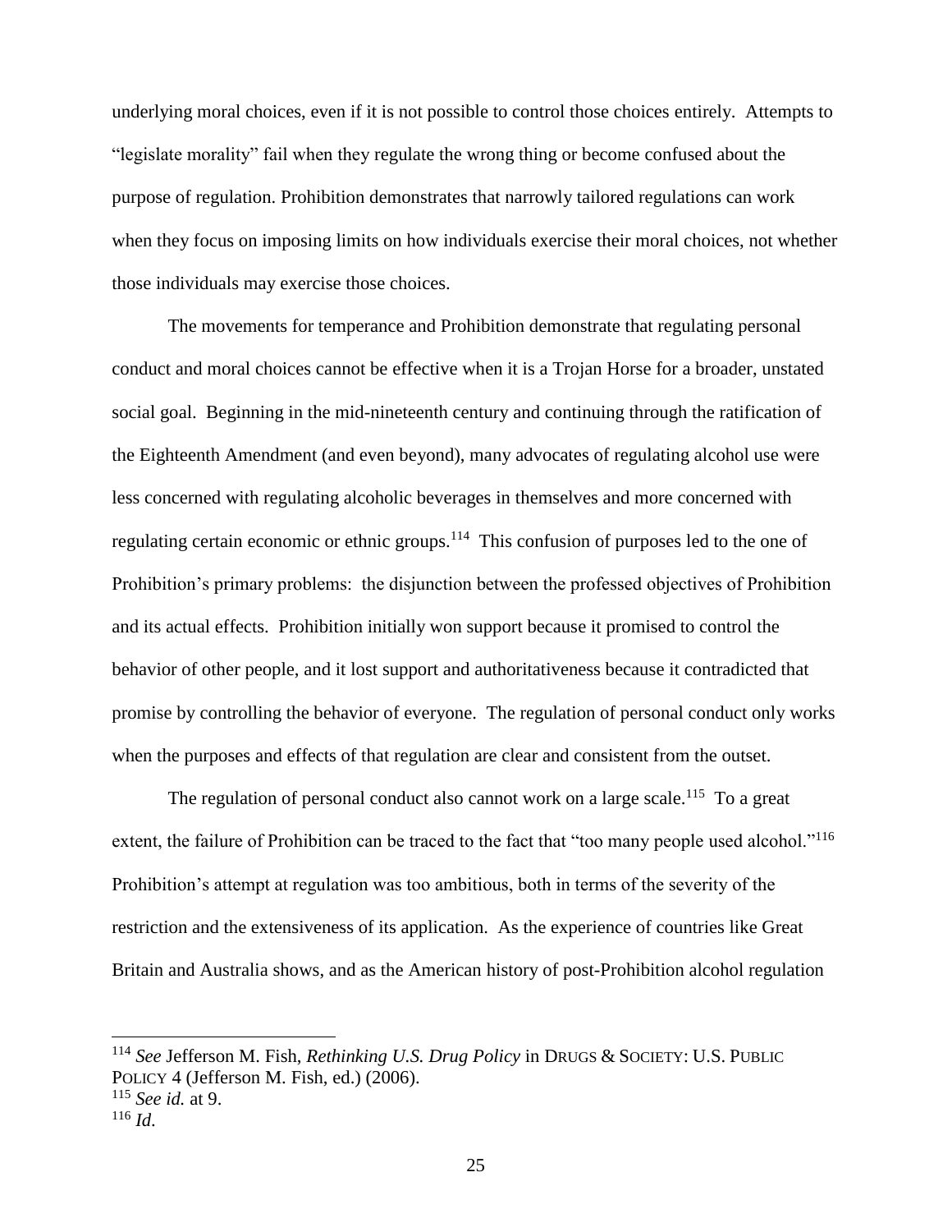underlying moral choices, even if it is not possible to control those choices entirely. Attempts to "legislate morality" fail when they regulate the wrong thing or become confused about the purpose of regulation. Prohibition demonstrates that narrowly tailored regulations can work when they focus on imposing limits on how individuals exercise their moral choices, not whether those individuals may exercise those choices.

The movements for temperance and Prohibition demonstrate that regulating personal conduct and moral choices cannot be effective when it is a Trojan Horse for a broader, unstated social goal. Beginning in the mid-nineteenth century and continuing through the ratification of the Eighteenth Amendment (and even beyond), many advocates of regulating alcohol use were less concerned with regulating alcoholic beverages in themselves and more concerned with regulating certain economic or ethnic groups.[114] This confusion of purposes led to the one of Prohibition's primary problems: the disjunction between the professed objectives of Prohibition and its actual effects. Prohibition initially won support because it promised to control the behavior of other people, and it lost support and authoritativeness because it contradicted that promise by controlling the behavior of everyone. The regulation of personal conduct only works when the purposes and effects of that regulation are clear and consistent from the outset.

The regulation of personal conduct also cannot work on a large scale.[115] To a great extent, the failure of Prohibition can be traced to the fact that "too many people used alcohol."[116] Prohibition's attempt at regulation was too ambitious, both in terms of the severity of the restriction and the extensiveness of its application. As the experience of countries like Great Britain and Australia shows, and as the American history of post-Prohibition alcohol regulation

---

[114] *See* Jefferson M. Fish, *Rethinking U.S. Drug Policy* in DRUGS & SOCIETY: U.S. PUBLIC POLICY 4 (Jefferson M. Fish, ed.) (2006).

[115] *See id.* at 9.

[116] *Id.*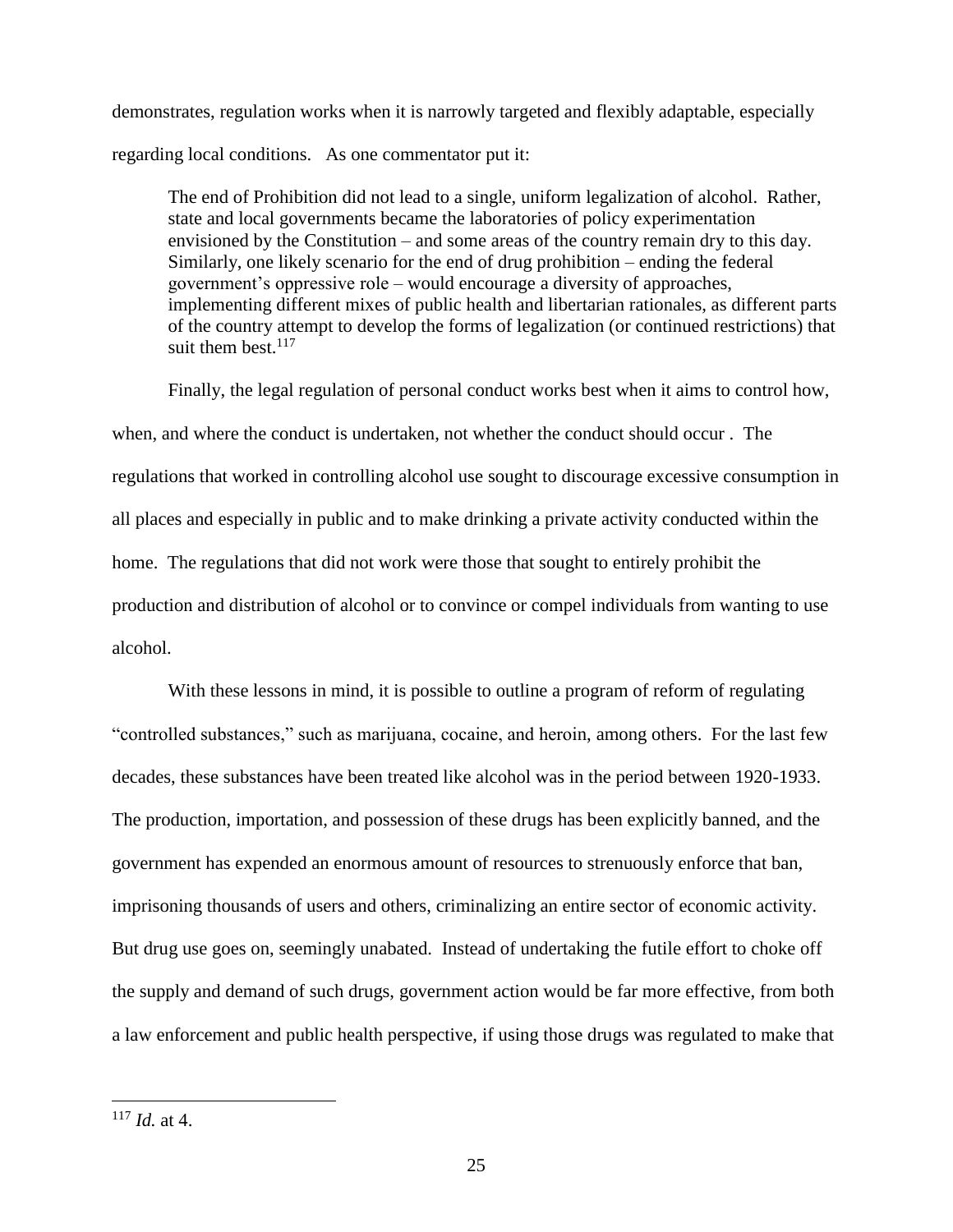demonstrates, regulation works when it is narrowly targeted and flexibly adaptable, especially regarding local conditions. As one commentator put it:

> The end of Prohibition did not lead to a single, uniform legalization of alcohol. Rather, state and local governments became the laboratories of policy experimentation envisioned by the Constitution – and some areas of the country remain dry to this day. Similarly, one likely scenario for the end of drug prohibition – ending the federal government's oppressive role – would encourage a diversity of approaches, implementing different mixes of public health and libertarian rationales, as different parts of the country attempt to develop the forms of legalization (or continued restrictions) that suit them best.[117]

Finally, the legal regulation of personal conduct works best when it aims to control how, when, and where the conduct is undertaken, not whether the conduct should occur . The regulations that worked in controlling alcohol use sought to discourage excessive consumption in all places and especially in public and to make drinking a private activity conducted within the home. The regulations that did not work were those that sought to entirely prohibit the production and distribution of alcohol or to convince or compel individuals from wanting to use alcohol.

With these lessons in mind, it is possible to outline a program of reform of regulating "controlled substances," such as marijuana, cocaine, and heroin, among others. For the last few decades, these substances have been treated like alcohol was in the period between 1920-1933. The production, importation, and possession of these drugs has been explicitly banned, and the government has expended an enormous amount of resources to strenuously enforce that ban, imprisoning thousands of users and others, criminalizing an entire sector of economic activity. But drug use goes on, seemingly unabated. Instead of undertaking the futile effort to choke off the supply and demand of such drugs, government action would be far more effective, from both a law enforcement and public health perspective, if using those drugs was regulated to make that

---

[117] *Id.* at 4.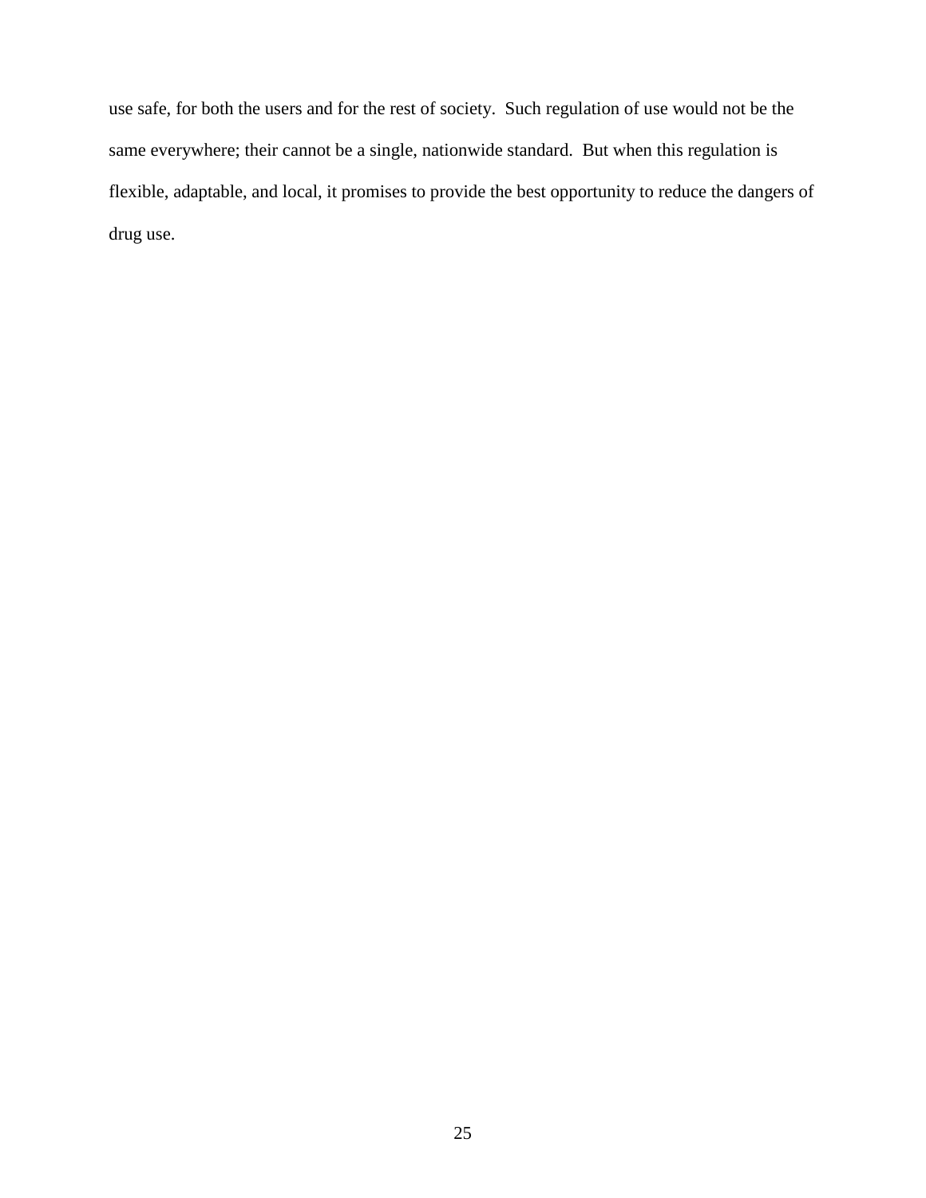use safe, for both the users and for the rest of society. Such regulation of use would not be the same everywhere; their cannot be a single, nationwide standard. But when this regulation is flexible, adaptable, and local, it promises to provide the best opportunity to reduce the dangers of drug use.